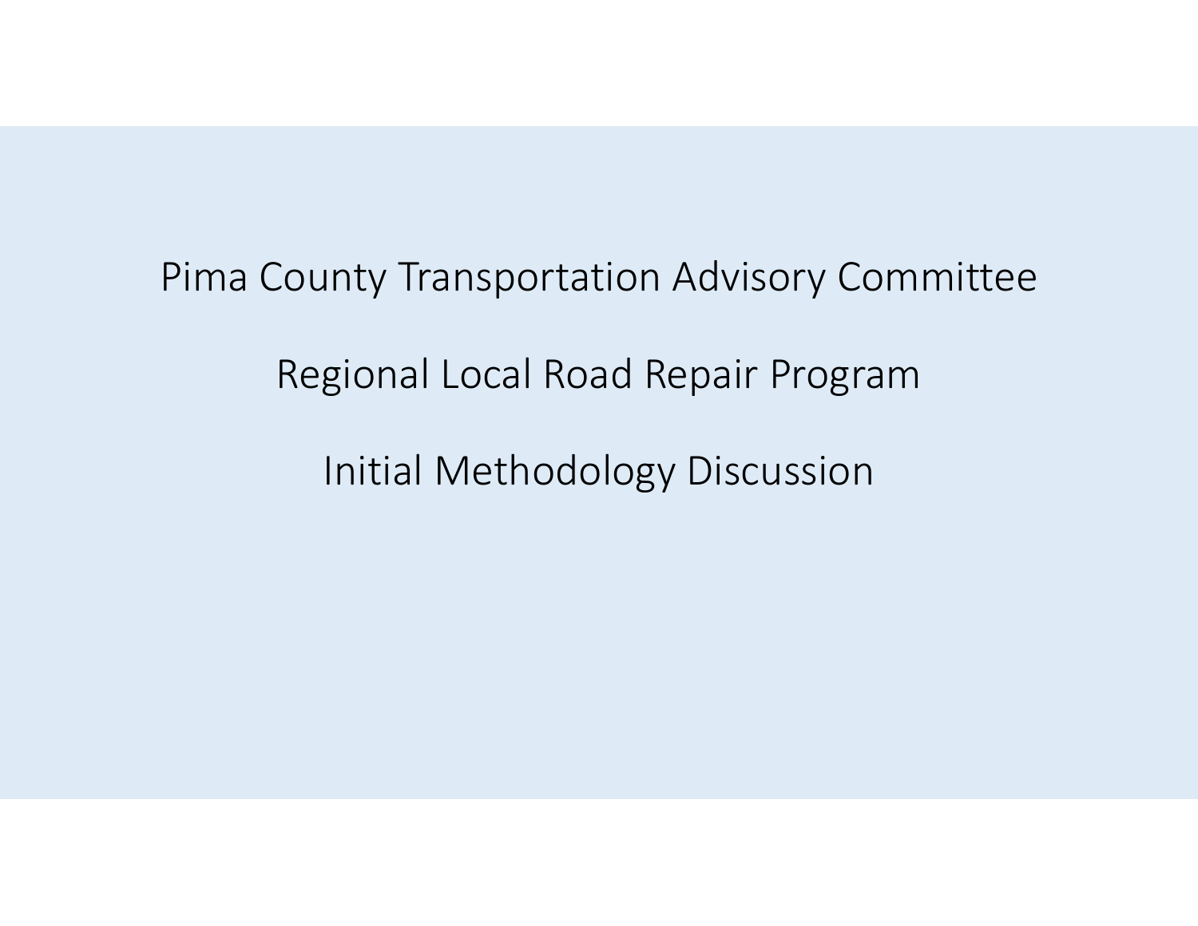# Pima County Transportation Advisory Committee

## Regional Local Road Repair Program

## Initial Methodology Discussion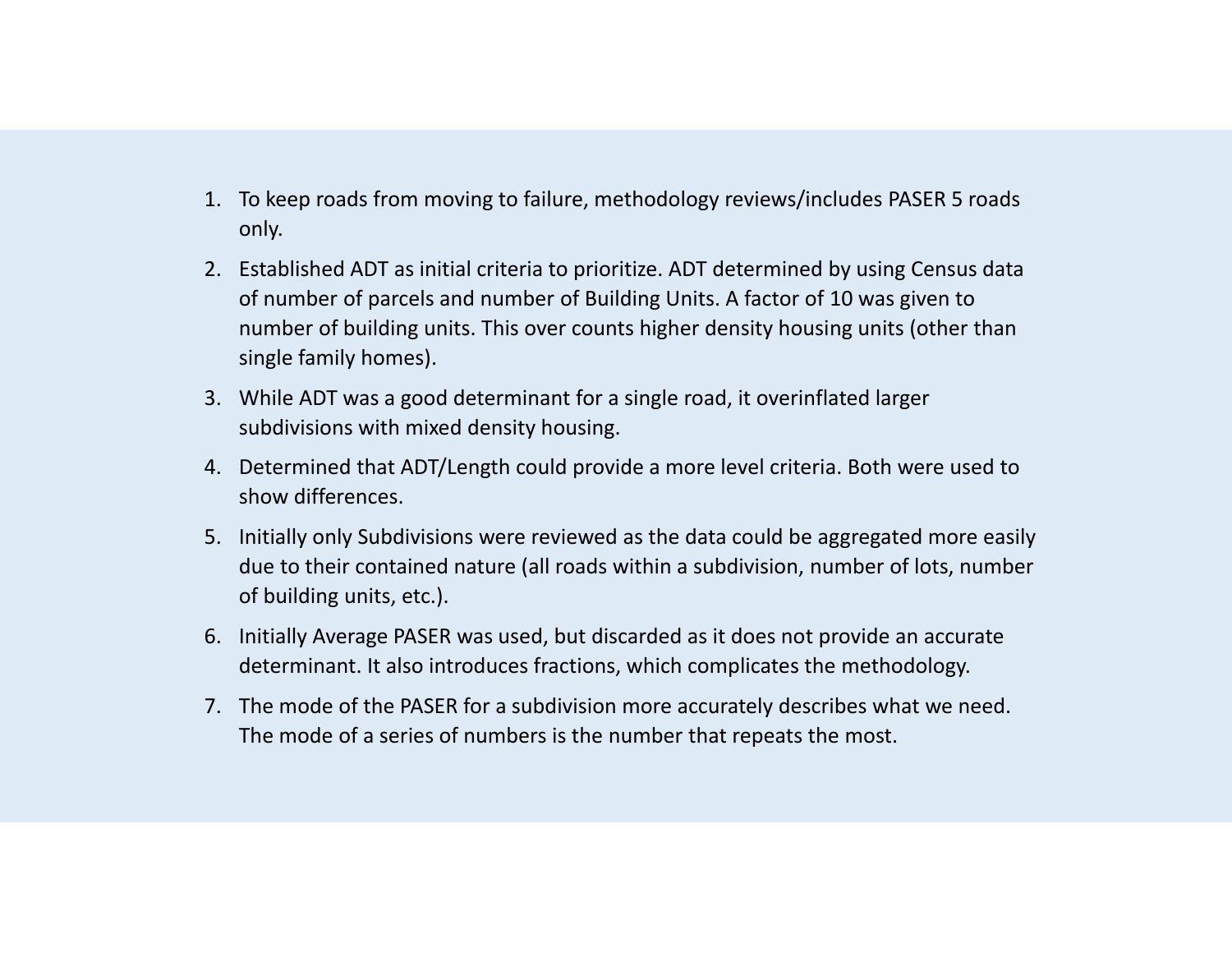1. To keep roads from moving to failure, methodology reviews/includes PASER 5 roads only.
2. Established ADT as initial criteria to prioritize. ADT determined by using Census data of number of parcels and number of Building Units. A factor of 10 was given to number of building units. This over counts higher density housing units (other than single family homes).
3. While ADT was a good determinant for a single road, it overinflated larger subdivisions with mixed density housing.
4. Determined that ADT/Length could provide a more level criteria. Both were used to show differences.
5. Initially only Subdivisions were reviewed as the data could be aggregated more easily due to their contained nature (all roads within a subdivision, number of lots, number of building units, etc.).
6. Initially Average PASER was used, but discarded as it does not provide an accurate determinant. It also introduces fractions, which complicates the methodology.
7. The mode of the PASER for a subdivision more accurately describes what we need. The mode of a series of numbers is the number that repeats the most.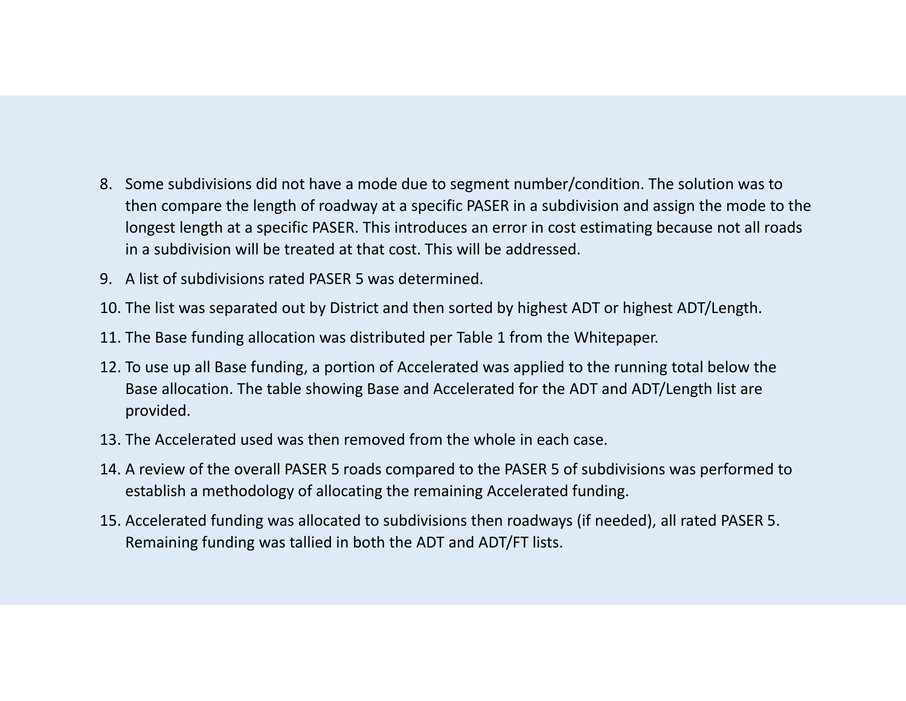8. Some subdivisions did not have a mode due to segment number/condition. The solution was to then compare the length of roadway at a specific PASER in a subdivision and assign the mode to the longest length at a specific PASER. This introduces an error in cost estimating because not all roads in a subdivision will be treated at that cost. This will be addressed.
9. A list of subdivisions rated PASER 5 was determined.
10. The list was separated out by District and then sorted by highest ADT or highest ADT/Length.
11. The Base funding allocation was distributed per Table 1 from the Whitepaper.
12. To use up all Base funding, a portion of Accelerated was applied to the running total below the Base allocation. The table showing Base and Accelerated for the ADT and ADT/Length list are provided.
13. The Accelerated used was then removed from the whole in each case.
14. A review of the overall PASER 5 roads compared to the PASER 5 of subdivisions was performed to establish a methodology of allocating the remaining Accelerated funding.
15. Accelerated funding was allocated to subdivisions then roadways (if needed), all rated PASER 5. Remaining funding was tallied in both the ADT and ADT/FT lists.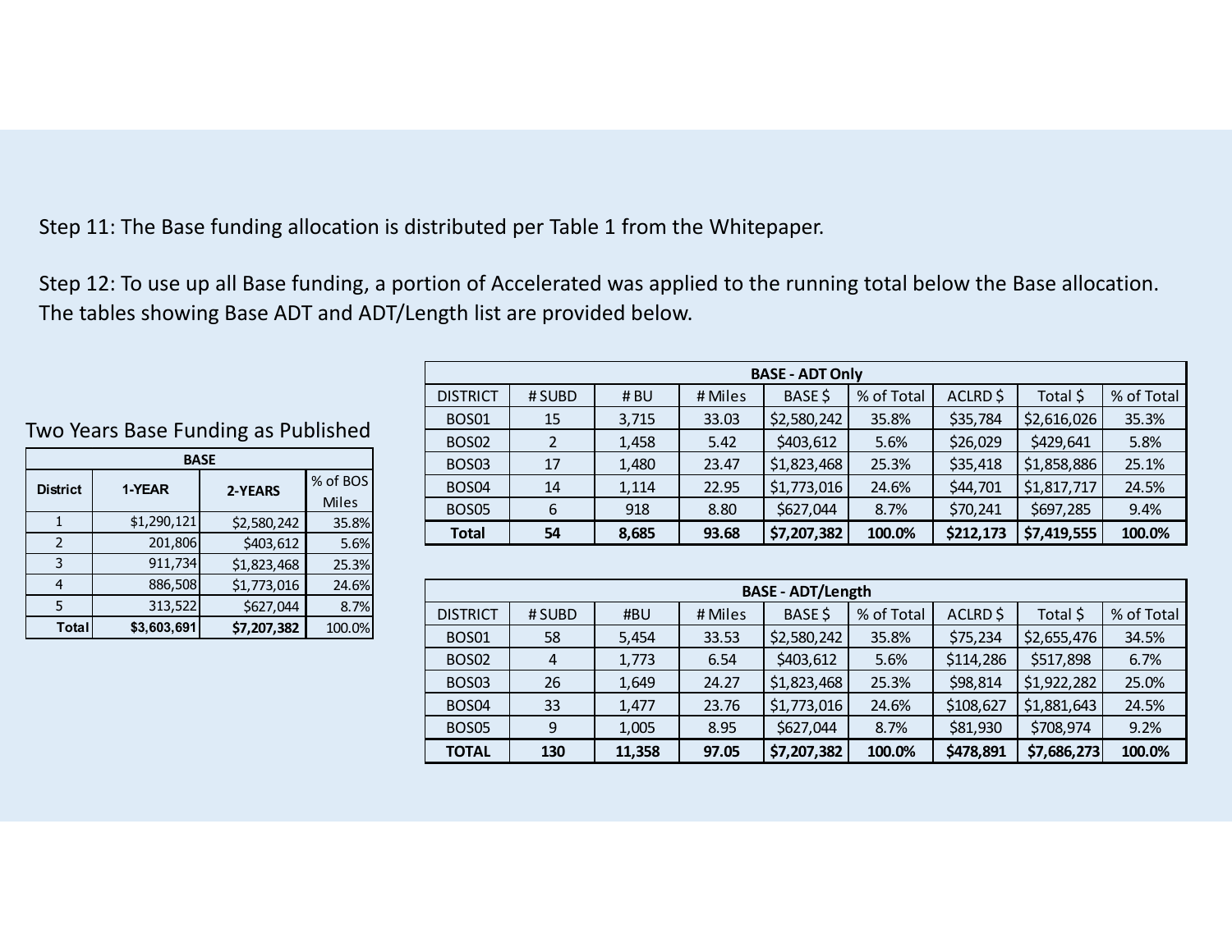Step 11: The Base funding allocation is distributed per Table 1 from the Whitepaper.

Step 12: To use up all Base funding, a portion of Accelerated was applied to the running total below the Base allocation. The tables showing Base ADT and ADT/Length list are provided below.

Two Years Base Funding as Published

| BASE | | | |
|---|---|---|---|
| District | 1-YEAR | 2-YEARS | % of BOS Miles |
| 1 | $1,290,121 | $2,580,242 | 35.8% |
| 2 | 201,806 | $403,612 | 5.6% |
| 3 | 911,734 | $1,823,468 | 25.3% |
| 4 | 886,508 | $1,773,016 | 24.6% |
| 5 | 313,522 | $627,044 | 8.7% |
| **Total** | **$3,603,691** | **$7,207,382** | 100.0% |

| BASE - ADT Only | | | | | | | | |
|---|---|---|---|---|---|---|---|---|
| DISTRICT | # SUBD | # BU | # Miles | BASE $ | % of Total | ACLRD $ | Total $ | % of Total |
| BOS01 | 15 | 3,715 | 33.03 | $2,580,242 | 35.8% | $35,784 | $2,616,026 | 35.3% |
| BOS02 | 2 | 1,458 | 5.42 | $403,612 | 5.6% | $26,029 | $429,641 | 5.8% |
| BOS03 | 17 | 1,480 | 23.47 | $1,823,468 | 25.3% | $35,418 | $1,858,886 | 25.1% |
| BOS04 | 14 | 1,114 | 22.95 | $1,773,016 | 24.6% | $44,701 | $1,817,717 | 24.5% |
| BOS05 | 6 | 918 | 8.80 | $627,044 | 8.7% | $70,241 | $697,285 | 9.4% |
| **Total** | **54** | **8,685** | **93.68** | **$7,207,382** | **100.0%** | **$212,173** | **$7,419,555** | **100.0%** |

| BASE - ADT/Length | | | | | | | | |
|---|---|---|---|---|---|---|---|---|
| DISTRICT | # SUBD | #BU | # Miles | BASE $ | % of Total | ACLRD $ | Total $ | % of Total |
| BOS01 | 58 | 5,454 | 33.53 | $2,580,242 | 35.8% | $75,234 | $2,655,476 | 34.5% |
| BOS02 | 4 | 1,773 | 6.54 | $403,612 | 5.6% | $114,286 | $517,898 | 6.7% |
| BOS03 | 26 | 1,649 | 24.27 | $1,823,468 | 25.3% | $98,814 | $1,922,282 | 25.0% |
| BOS04 | 33 | 1,477 | 23.76 | $1,773,016 | 24.6% | $108,627 | $1,881,643 | 24.5% |
| BOS05 | 9 | 1,005 | 8.95 | $627,044 | 8.7% | $81,930 | $708,974 | 9.2% |
| **TOTAL** | **130** | **11,358** | **97.05** | **$7,207,382** | **100.0%** | **$478,891** | **$7,686,273** | **100.0%** |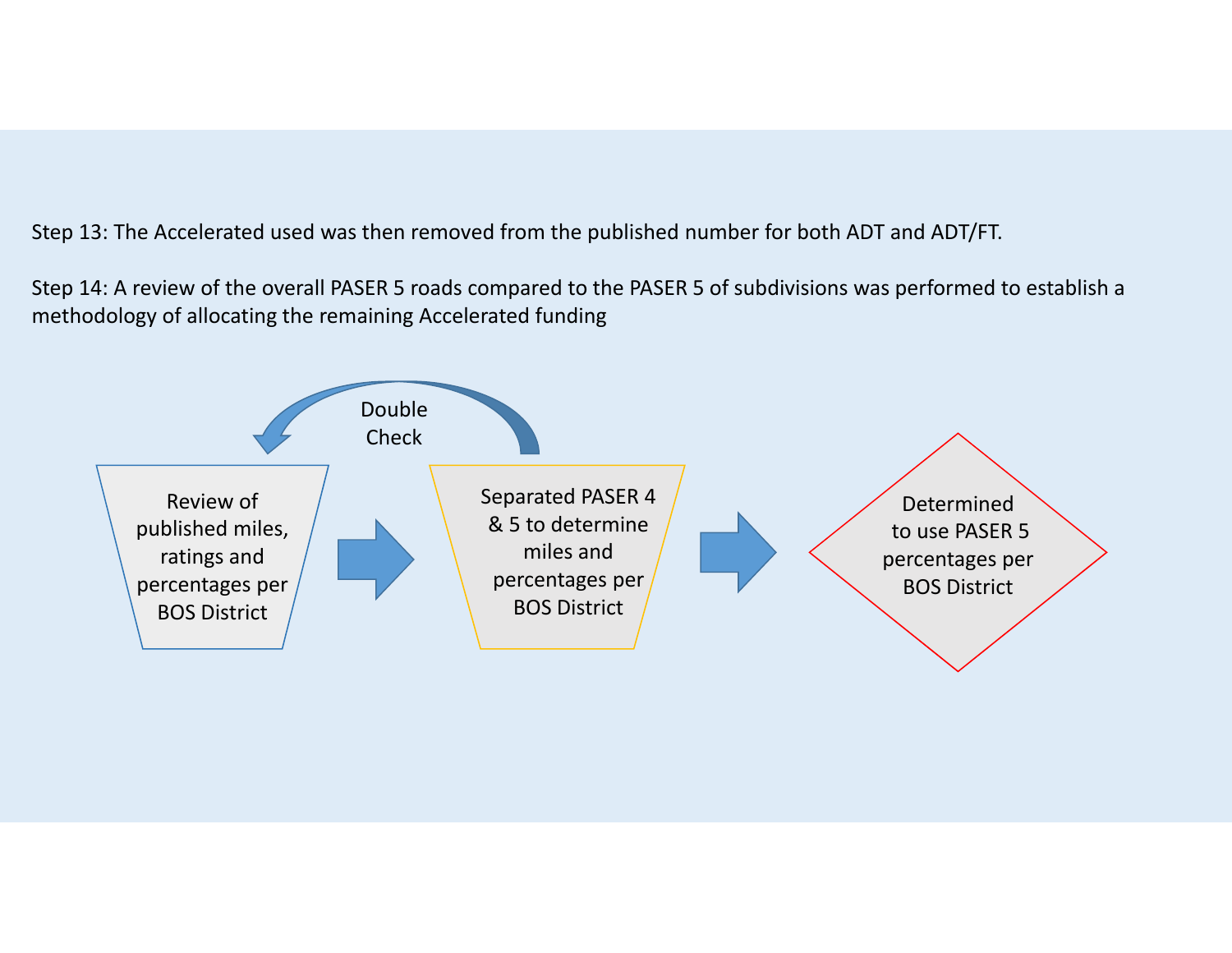Step 13: The Accelerated used was then removed from the published number for both ADT and ADT/FT.

Step 14: A review of the overall PASER 5 roads compared to the PASER 5 of subdivisions was performed to establish a methodology of allocating the remaining Accelerated funding

Review of published miles, ratings and percentages per BOS District

Double Check

Separated PASER 4 & 5 to determine miles and percentages per BOS District

Determined to use PASER 5 percentages per BOS District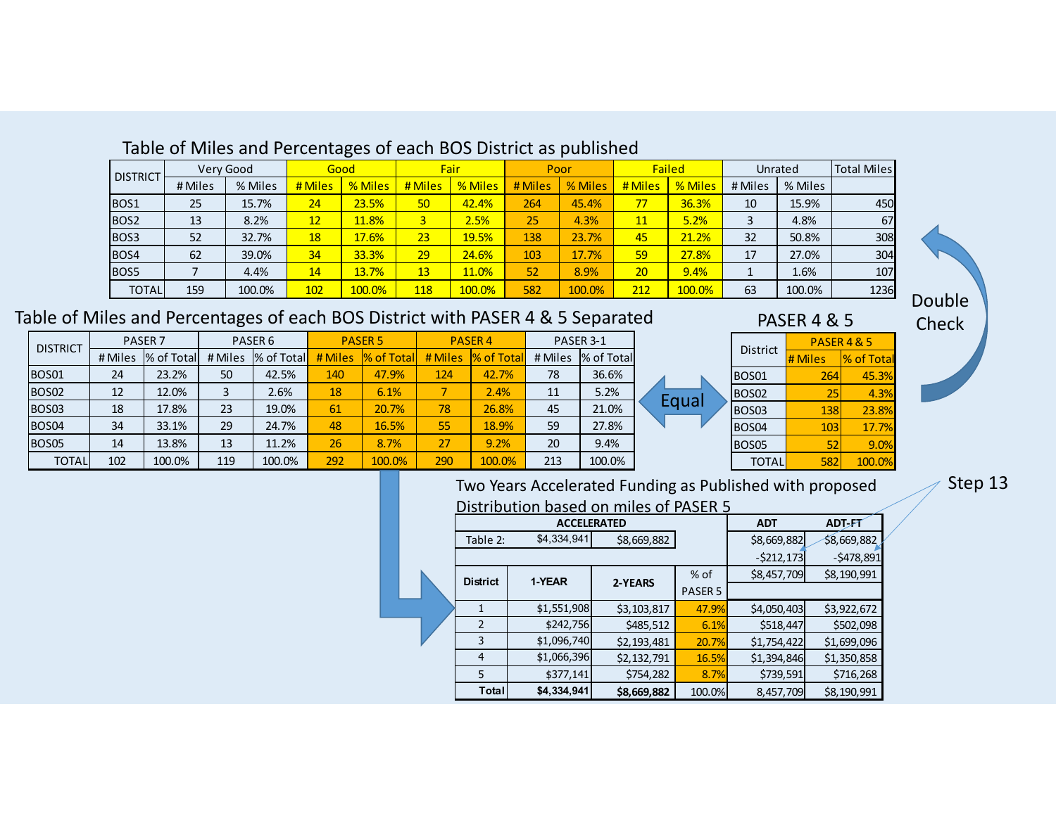## Table of Miles and Percentages of each BOS District as published

| DISTRICT | Very Good | | Good | | Fair | | Poor | | Failed | | Unrated | | Total Miles |
|---|---|---|---|---|---|---|---|---|---|---|---|---|---|
| | # Miles | % Miles | # Miles | % Miles | # Miles | % Miles | # Miles | % Miles | # Miles | % Miles | # Miles | % Miles | |
| BOS1 | 25 | 15.7% | 24 | 23.5% | 50 | 42.4% | 264 | 45.4% | 77 | 36.3% | 10 | 15.9% | 450 |
| BOS2 | 13 | 8.2% | 12 | 11.8% | 3 | 2.5% | 25 | 4.3% | 11 | 5.2% | 3 | 4.8% | 67 |
| BOS3 | 52 | 32.7% | 18 | 17.6% | 23 | 19.5% | 138 | 23.7% | 45 | 21.2% | 32 | 50.8% | 308 |
| BOS4 | 62 | 39.0% | 34 | 33.3% | 29 | 24.6% | 103 | 17.7% | 59 | 27.8% | 17 | 27.0% | 304 |
| BOS5 | 7 | 4.4% | 14 | 13.7% | 13 | 11.0% | 52 | 8.9% | 20 | 9.4% | 1 | 1.6% | 107 |
| TOTAL | 159 | 100.0% | 102 | 100.0% | 118 | 100.0% | 582 | 100.0% | 212 | 100.0% | 63 | 100.0% | 1236 |

Double Check

## Table of Miles and Percentages of each BOS District with PASER 4 & 5 Separated

| DISTRICT | PASER 7 | | PASER 6 | | PASER 5 | | PASER 4 | | PASER 3-1 | |
|---|---|---|---|---|---|---|---|---|---|---|
| | # Miles | % of Total | # Miles | % of Total | # Miles | % of Total | # Miles | % of Total | # Miles | % of Total |
| BOS01 | 24 | 23.2% | 50 | 42.5% | 140 | 47.9% | 124 | 42.7% | 78 | 36.6% |
| BOS02 | 12 | 12.0% | 3 | 2.6% | 18 | 6.1% | 7 | 2.4% | 11 | 5.2% |
| BOS03 | 18 | 17.8% | 23 | 19.0% | 61 | 20.7% | 78 | 26.8% | 45 | 21.0% |
| BOS04 | 34 | 33.1% | 29 | 24.7% | 48 | 16.5% | 55 | 18.9% | 59 | 27.8% |
| BOS05 | 14 | 13.8% | 13 | 11.2% | 26 | 8.7% | 27 | 9.2% | 20 | 9.4% |
| TOTAL | 102 | 100.0% | 119 | 100.0% | 292 | 100.0% | 290 | 100.0% | 213 | 100.0% |

Equal

## PASER 4 & 5

| District | PASER 4 & 5 | |
|---|---|---|
| | # Miles | % of Total |
| BOS01 | 264 | 45.3% |
| BOS02 | 25 | 4.3% |
| BOS03 | 138 | 23.8% |
| BOS04 | 103 | 17.7% |
| BOS05 | 52 | 9.0% |
| TOTAL | 582 | 100.0% |

## Two Years Accelerated Funding as Published with proposed Distribution based on miles of PASER 5

Step 13

| ACCELERATED | | | | ADT | ADT-FT |
|---|---|---|---|---|---|
| Table 2: | $4,334,941 | $8,669,882 | | $8,669,882 | $8,669,882 |
| | | | | -$212,173 | -$478,891 |
| District | 1-YEAR | 2-YEARS | % of PASER 5 | $8,457,709 | $8,190,991 |
| 1 | $1,551,908 | $3,103,817 | 47.9% | $4,050,403 | $3,922,672 |
| 2 | $242,756 | $485,512 | 6.1% | $518,447 | $502,098 |
| 3 | $1,096,740 | $2,193,481 | 20.7% | $1,754,422 | $1,699,096 |
| 4 | $1,066,396 | $2,132,791 | 16.5% | $1,394,846 | $1,350,858 |
| 5 | $377,141 | $754,282 | 8.7% | $739,591 | $716,268 |
| **Total** | **$4,334,941** | **$8,669,882** | 100.0% | 8,457,709 | $8,190,991 |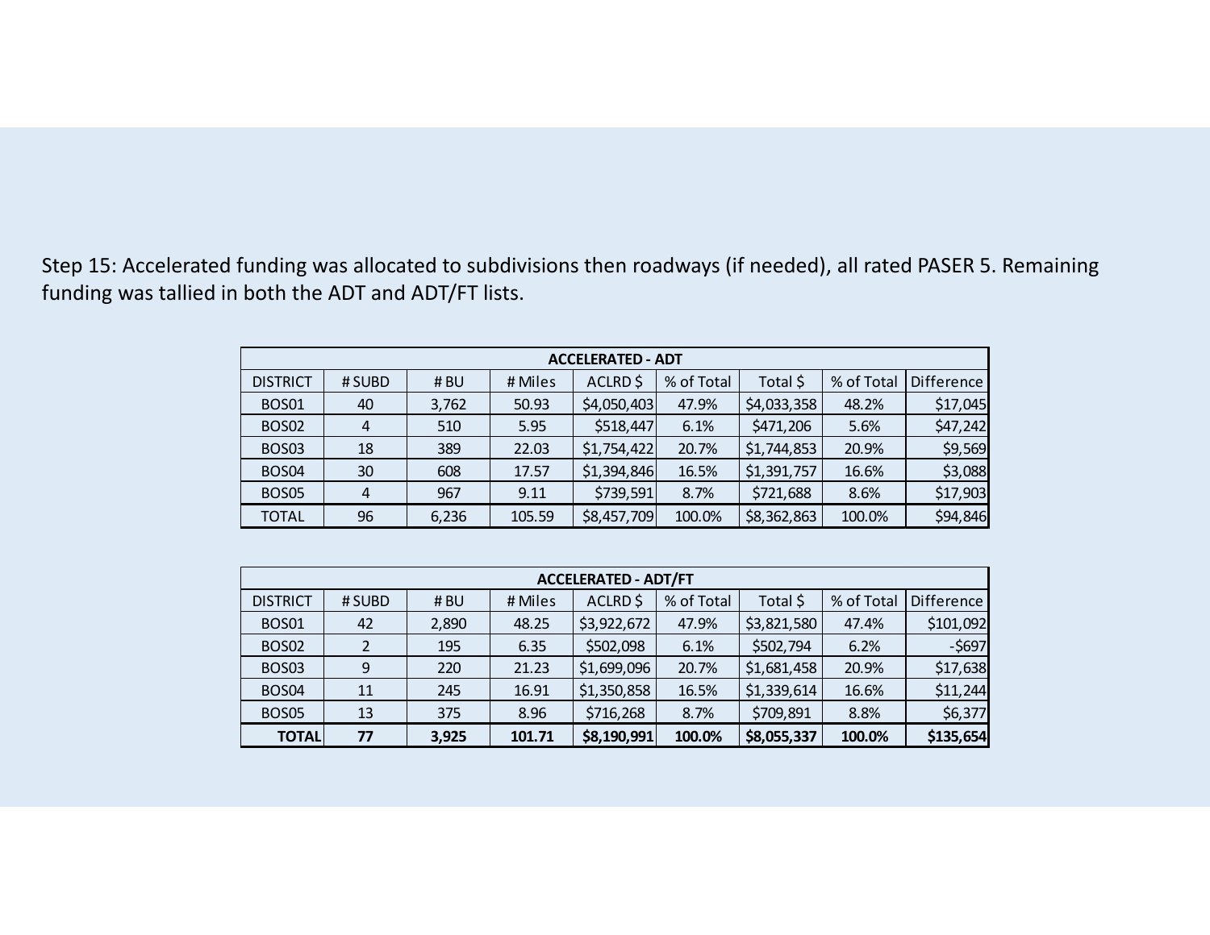Step 15: Accelerated funding was allocated to subdivisions then roadways (if needed), all rated PASER 5. Remaining funding was tallied in both the ADT and ADT/FT lists.

| ACCELERATED - ADT | | | | | | | | |
|---|---|---|---|---|---|---|---|---|
| DISTRICT | # SUBD | # BU | # Miles | ACLRD $ | % of Total | Total $ | % of Total | Difference |
| BOS01 | 40 | 3,762 | 50.93 | $4,050,403 | 47.9% | $4,033,358 | 48.2% | $17,045 |
| BOS02 | 4 | 510 | 5.95 | $518,447 | 6.1% | $471,206 | 5.6% | $47,242 |
| BOS03 | 18 | 389 | 22.03 | $1,754,422 | 20.7% | $1,744,853 | 20.9% | $9,569 |
| BOS04 | 30 | 608 | 17.57 | $1,394,846 | 16.5% | $1,391,757 | 16.6% | $3,088 |
| BOS05 | 4 | 967 | 9.11 | $739,591 | 8.7% | $721,688 | 8.6% | $17,903 |
| TOTAL | 96 | 6,236 | 105.59 | $8,457,709 | 100.0% | $8,362,863 | 100.0% | $94,846 |

| ACCELERATED - ADT/FT | | | | | | | | |
|---|---|---|---|---|---|---|---|---|
| DISTRICT | # SUBD | # BU | # Miles | ACLRD $ | % of Total | Total $ | % of Total | Difference |
| BOS01 | 42 | 2,890 | 48.25 | $3,922,672 | 47.9% | $3,821,580 | 47.4% | $101,092 |
| BOS02 | 2 | 195 | 6.35 | $502,098 | 6.1% | $502,794 | 6.2% | -$697 |
| BOS03 | 9 | 220 | 21.23 | $1,699,096 | 20.7% | $1,681,458 | 20.9% | $17,638 |
| BOS04 | 11 | 245 | 16.91 | $1,350,858 | 16.5% | $1,339,614 | 16.6% | $11,244 |
| BOS05 | 13 | 375 | 8.96 | $716,268 | 8.7% | $709,891 | 8.8% | $6,377 |
| **TOTAL** | **77** | **3,925** | **101.71** | **$8,190,991** | **100.0%** | **$8,055,337** | **100.0%** | **$135,654** |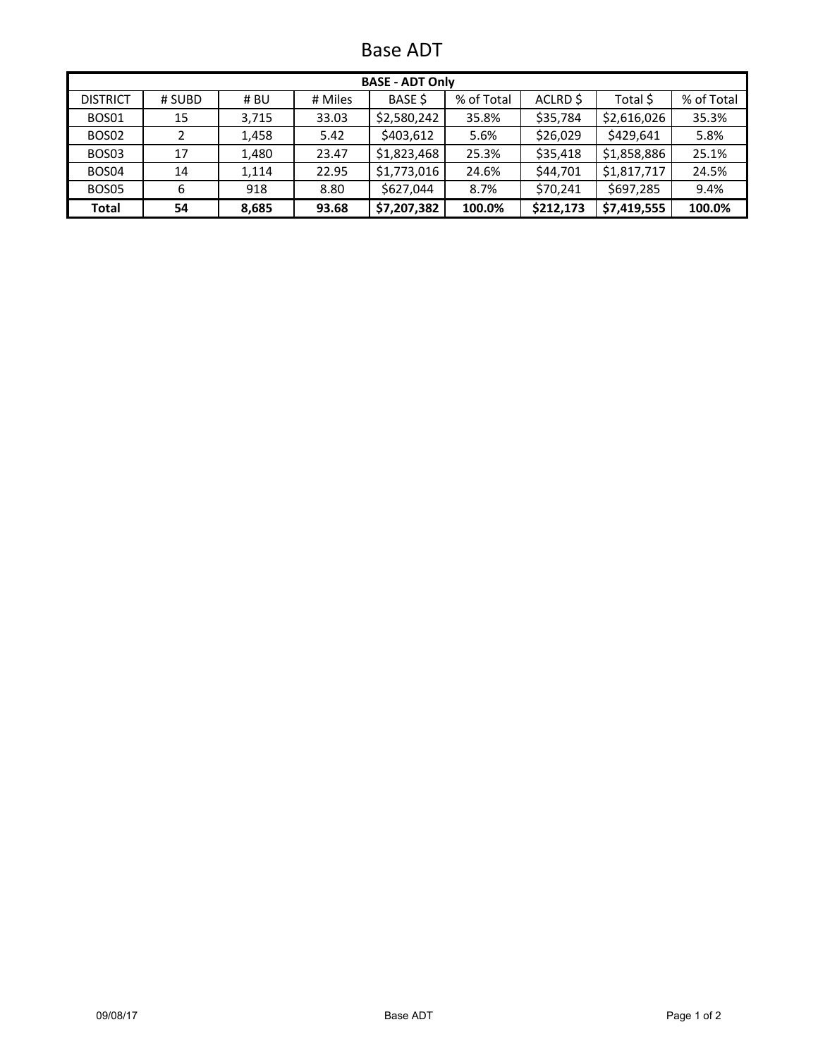# Base ADT

| BASE - ADT Only | | | | | | | | |
|---|---|---|---|---|---|---|---|---|
| DISTRICT | # SUBD | # BU | # Miles | BASE $ | % of Total | ACLRD $ | Total $ | % of Total |
| BOS01 | 15 | 3,715 | 33.03 | $2,580,242 | 35.8% | $35,784 | $2,616,026 | 35.3% |
| BOS02 | 2 | 1,458 | 5.42 | $403,612 | 5.6% | $26,029 | $429,641 | 5.8% |
| BOS03 | 17 | 1,480 | 23.47 | $1,823,468 | 25.3% | $35,418 | $1,858,886 | 25.1% |
| BOS04 | 14 | 1,114 | 22.95 | $1,773,016 | 24.6% | $44,701 | $1,817,717 | 24.5% |
| BOS05 | 6 | 918 | 8.80 | $627,044 | 8.7% | $70,241 | $697,285 | 9.4% |
| **Total** | **54** | **8,685** | **93.68** | **$7,207,382** | **100.0%** | **$212,173** | **$7,419,555** | **100.0%** |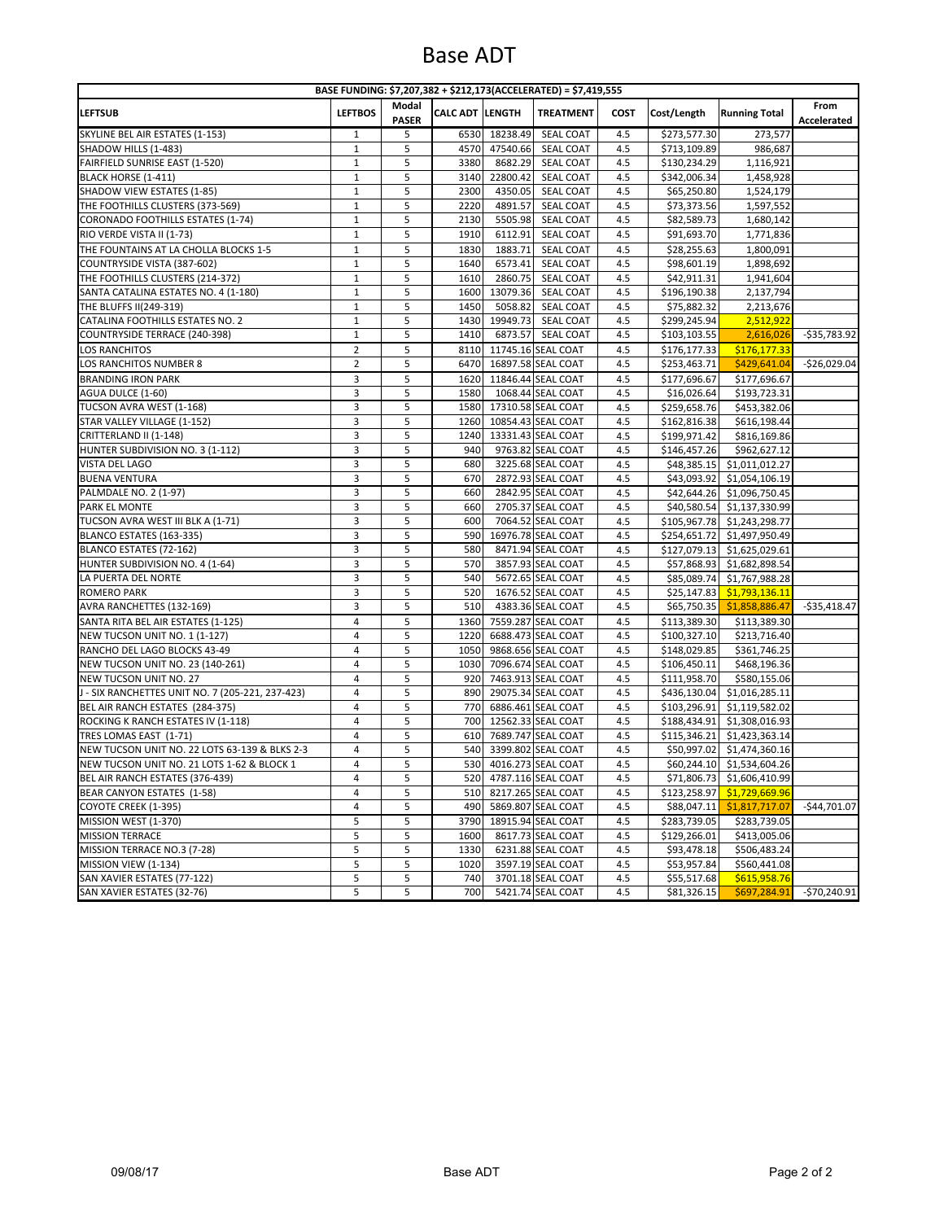# Base ADT

| BASE FUNDING: $7,207,382 + $212,173(ACCELERATED) = $7,419,555 | | | | | | | | | |
|---|---|---|---|---|---|---|---|---|---|
| LEFTSUB | LEFTBOS | Modal PASER | CALC ADT | LENGTH | TREATMENT | COST | Cost/Length | Running Total | From Accelerated |
| SKYLINE BEL AIR ESTATES (1-153) | 1 | 5 | 6530 | 18238.49 | SEAL COAT | 4.5 | $273,577.30 | 273,577 | |
| SHADOW HILLS (1-483) | 1 | 5 | 4570 | 47540.66 | SEAL COAT | 4.5 | $713,109.89 | 986,687 | |
| FAIRFIELD SUNRISE EAST (1-520) | 1 | 5 | 3380 | 8682.29 | SEAL COAT | 4.5 | $130,234.29 | 1,116,921 | |
| BLACK HORSE (1-411) | 1 | 5 | 3140 | 22800.42 | SEAL COAT | 4.5 | $342,006.34 | 1,458,928 | |
| SHADOW VIEW ESTATES (1-85) | 1 | 5 | 2300 | 4350.05 | SEAL COAT | 4.5 | $65,250.80 | 1,524,179 | |
| THE FOOTHILLS CLUSTERS (373-569) | 1 | 5 | 2220 | 4891.57 | SEAL COAT | 4.5 | $73,373.56 | 1,597,552 | |
| CORONADO FOOTHILLS ESTATES (1-74) | 1 | 5 | 2130 | 5505.98 | SEAL COAT | 4.5 | $82,589.73 | 1,680,142 | |
| RIO VERDE VISTA II (1-73) | 1 | 5 | 1910 | 6112.91 | SEAL COAT | 4.5 | $91,693.70 | 1,771,836 | |
| THE FOUNTAINS AT LA CHOLLA BLOCKS 1-5 | 1 | 5 | 1830 | 1883.71 | SEAL COAT | 4.5 | $28,255.63 | 1,800,091 | |
| COUNTRYSIDE VISTA (387-602) | 1 | 5 | 1640 | 6573.41 | SEAL COAT | 4.5 | $98,601.19 | 1,898,692 | |
| THE FOOTHILLS CLUSTERS (214-372) | 1 | 5 | 1610 | 2860.75 | SEAL COAT | 4.5 | $42,911.31 | 1,941,604 | |
| SANTA CATALINA ESTATES NO. 4 (1-180) | 1 | 5 | 1600 | 13079.36 | SEAL COAT | 4.5 | $196,190.38 | 2,137,794 | |
| THE BLUFFS II(249-319) | 1 | 5 | 1450 | 5058.82 | SEAL COAT | 4.5 | $75,882.32 | 2,213,676 | |
| CATALINA FOOTHILLS ESTATES NO. 2 | 1 | 5 | 1430 | 19949.73 | SEAL COAT | 4.5 | $299,245.94 | 2,512,922 | |
| COUNTRYSIDE TERRACE (240-398) | 1 | 5 | 1410 | 6873.57 | SEAL COAT | 4.5 | $103,103.55 | 2,616,026 | -$35,783.92 |
| LOS RANCHITOS | 2 | 5 | 8110 | 11745.16 | SEAL COAT | 4.5 | $176,177.33 | $176,177.33 | |
| LOS RANCHITOS NUMBER 8 | 2 | 5 | 6470 | 16897.58 | SEAL COAT | 4.5 | $253,463.71 | $429,641.04 | -$26,029.04 |
| BRANDING IRON PARK | 3 | 5 | 1620 | 11846.44 | SEAL COAT | 4.5 | $177,696.67 | $177,696.67 | |
| AGUA DULCE (1-60) | 3 | 5 | 1580 | 1068.44 | SEAL COAT | 4.5 | $16,026.64 | $193,723.31 | |
| TUCSON AVRA WEST (1-168) | 3 | 5 | 1580 | 17310.58 | SEAL COAT | 4.5 | $259,658.76 | $453,382.06 | |
| STAR VALLEY VILLAGE (1-152) | 3 | 5 | 1260 | 10854.43 | SEAL COAT | 4.5 | $162,816.38 | $616,198.44 | |
| CRITTERLAND II (1-148) | 3 | 5 | 1240 | 13331.43 | SEAL COAT | 4.5 | $199,971.42 | $816,169.86 | |
| HUNTER SUBDIVISION NO. 3 (1-112) | 3 | 5 | 940 | 9763.82 | SEAL COAT | 4.5 | $146,457.26 | $962,627.12 | |
| VISTA DEL LAGO | 3 | 5 | 680 | 3225.68 | SEAL COAT | 4.5 | $48,385.15 | $1,011,012.27 | |
| BUENA VENTURA | 3 | 5 | 670 | 2872.93 | SEAL COAT | 4.5 | $43,093.92 | $1,054,106.19 | |
| PALMDALE NO. 2 (1-97) | 3 | 5 | 660 | 2842.95 | SEAL COAT | 4.5 | $42,644.26 | $1,096,750.45 | |
| PARK EL MONTE | 3 | 5 | 660 | 2705.37 | SEAL COAT | 4.5 | $40,580.54 | $1,137,330.99 | |
| TUCSON AVRA WEST III BLK A (1-71) | 3 | 5 | 600 | 7064.52 | SEAL COAT | 4.5 | $105,967.78 | $1,243,298.77 | |
| BLANCO ESTATES (163-335) | 3 | 5 | 590 | 16976.78 | SEAL COAT | 4.5 | $254,651.72 | $1,497,950.49 | |
| BLANCO ESTATES (72-162) | 3 | 5 | 580 | 8471.94 | SEAL COAT | 4.5 | $127,079.13 | $1,625,029.61 | |
| HUNTER SUBDIVISION NO. 4 (1-64) | 3 | 5 | 570 | 3857.93 | SEAL COAT | 4.5 | $57,868.93 | $1,682,898.54 | |
| LA PUERTA DEL NORTE | 3 | 5 | 540 | 5672.65 | SEAL COAT | 4.5 | $85,089.74 | $1,767,988.28 | |
| ROMERO PARK | 3 | 5 | 520 | 1676.52 | SEAL COAT | 4.5 | $25,147.83 | $1,793,136.11 | |
| AVRA RANCHETTES (132-169) | 3 | 5 | 510 | 4383.36 | SEAL COAT | 4.5 | $65,750.35 | $1,858,886.47 | -$35,418.47 |
| SANTA RITA BEL AIR ESTATES (1-125) | 4 | 5 | 1360 | 7559.287 | SEAL COAT | 4.5 | $113,389.30 | $113,389.30 | |
| NEW TUCSON UNIT NO. 1 (1-127) | 4 | 5 | 1220 | 6688.473 | SEAL COAT | 4.5 | $100,327.10 | $213,716.40 | |
| RANCHO DEL LAGO BLOCKS 43-49 | 4 | 5 | 1050 | 9868.656 | SEAL COAT | 4.5 | $148,029.85 | $361,746.25 | |
| NEW TUCSON UNIT NO. 23 (140-261) | 4 | 5 | 1030 | 7096.674 | SEAL COAT | 4.5 | $106,450.11 | $468,196.36 | |
| NEW TUCSON UNIT NO. 27 | 4 | 5 | 920 | 7463.913 | SEAL COAT | 4.5 | $111,958.70 | $580,155.06 | |
| J - SIX RANCHETTES UNIT NO. 7 (205-221, 237-423) | 4 | 5 | 890 | 29075.34 | SEAL COAT | 4.5 | $436,130.04 | $1,016,285.11 | |
| BEL AIR RANCH ESTATES (284-375) | 4 | 5 | 770 | 6886.461 | SEAL COAT | 4.5 | $103,296.91 | $1,119,582.02 | |
| ROCKING K RANCH ESTATES IV (1-118) | 4 | 5 | 700 | 12562.33 | SEAL COAT | 4.5 | $188,434.91 | $1,308,016.93 | |
| TRES LOMAS EAST (1-71) | 4 | 5 | 610 | 7689.747 | SEAL COAT | 4.5 | $115,346.21 | $1,423,363.14 | |
| NEW TUCSON UNIT NO. 22 LOTS 63-139 & BLKS 2-3 | 4 | 5 | 540 | 3399.802 | SEAL COAT | 4.5 | $50,997.02 | $1,474,360.16 | |
| NEW TUCSON UNIT NO. 21 LOTS 1-62 & BLOCK 1 | 4 | 5 | 530 | 4016.273 | SEAL COAT | 4.5 | $60,244.10 | $1,534,604.26 | |
| BEL AIR RANCH ESTATES (376-439) | 4 | 5 | 520 | 4787.116 | SEAL COAT | 4.5 | $71,806.73 | $1,606,410.99 | |
| BEAR CANYON ESTATES (1-58) | 4 | 5 | 510 | 8217.265 | SEAL COAT | 4.5 | $123,258.97 | $1,729,669.96 | |
| COYOTE CREEK (1-395) | 4 | 5 | 490 | 5869.807 | SEAL COAT | 4.5 | $88,047.11 | $1,817,717.07 | -$44,701.07 |
| MISSION WEST (1-370) | 5 | 5 | 3790 | 18915.94 | SEAL COAT | 4.5 | $283,739.05 | $283,739.05 | |
| MISSION TERRACE | 5 | 5 | 1600 | 8617.73 | SEAL COAT | 4.5 | $129,266.01 | $413,005.06 | |
| MISSION TERRACE NO.3 (7-28) | 5 | 5 | 1330 | 6231.88 | SEAL COAT | 4.5 | $93,478.18 | $506,483.24 | |
| MISSION VIEW (1-134) | 5 | 5 | 1020 | 3597.19 | SEAL COAT | 4.5 | $53,957.84 | $560,441.08 | |
| SAN XAVIER ESTATES (77-122) | 5 | 5 | 740 | 3701.18 | SEAL COAT | 4.5 | $55,517.68 | $615,958.76 | |
| SAN XAVIER ESTATES (32-76) | 5 | 5 | 700 | 5421.74 | SEAL COAT | 4.5 | $81,326.15 | $697,284.91 | -$70,240.91 |

09/08/17 Base ADT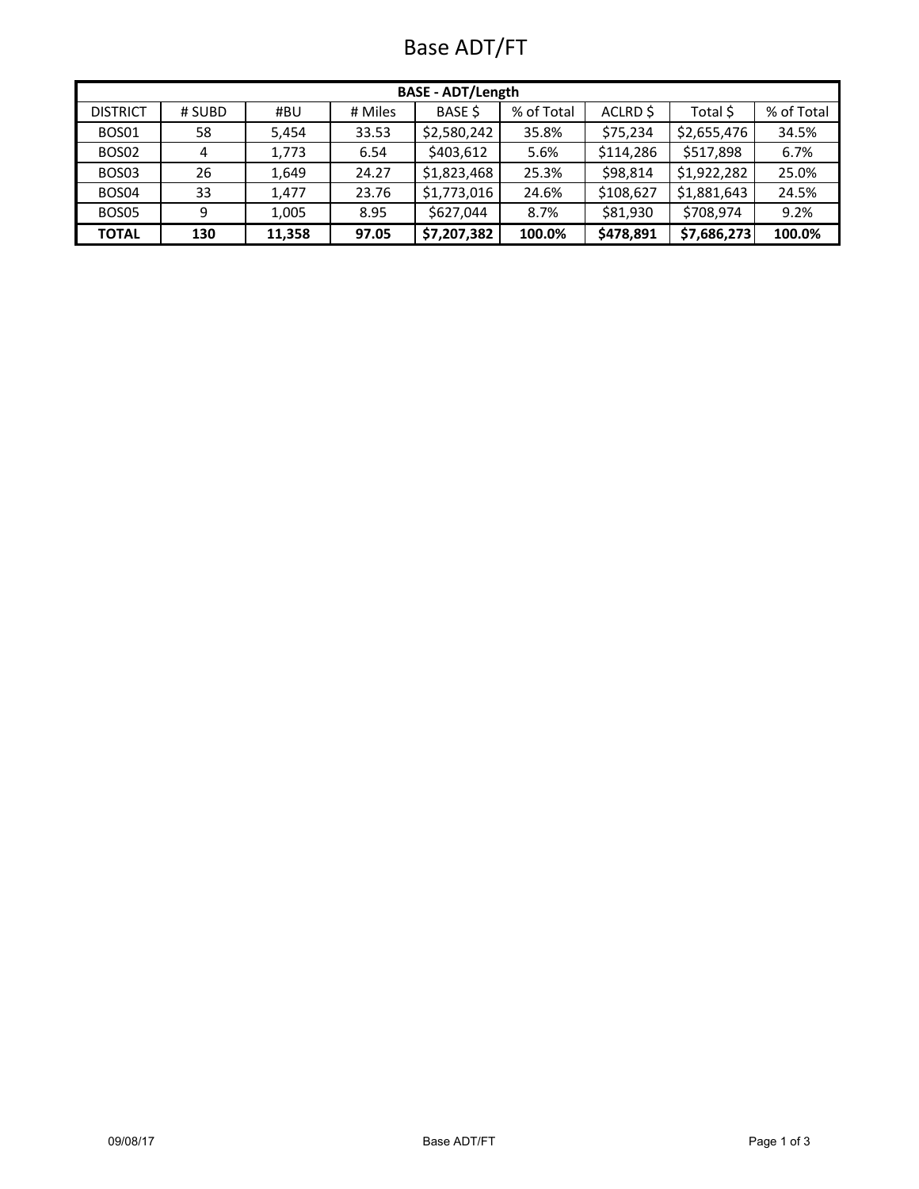# Base ADT/FT

| BASE - ADT/Length | | | | | | | | |
|---|---|---|---|---|---|---|---|---|
| DISTRICT | # SUBD | #BU | # Miles | BASE $ | % of Total | ACLRD $ | Total $ | % of Total |
| BOS01 | 58 | 5,454 | 33.53 | $2,580,242 | 35.8% | $75,234 | $2,655,476 | 34.5% |
| BOS02 | 4 | 1,773 | 6.54 | $403,612 | 5.6% | $114,286 | $517,898 | 6.7% |
| BOS03 | 26 | 1,649 | 24.27 | $1,823,468 | 25.3% | $98,814 | $1,922,282 | 25.0% |
| BOS04 | 33 | 1,477 | 23.76 | $1,773,016 | 24.6% | $108,627 | $1,881,643 | 24.5% |
| BOS05 | 9 | 1,005 | 8.95 | $627,044 | 8.7% | $81,930 | $708,974 | 9.2% |
| **TOTAL** | **130** | **11,358** | **97.05** | **$7,207,382** | **100.0%** | **$478,891** | **$7,686,273** | **100.0%** |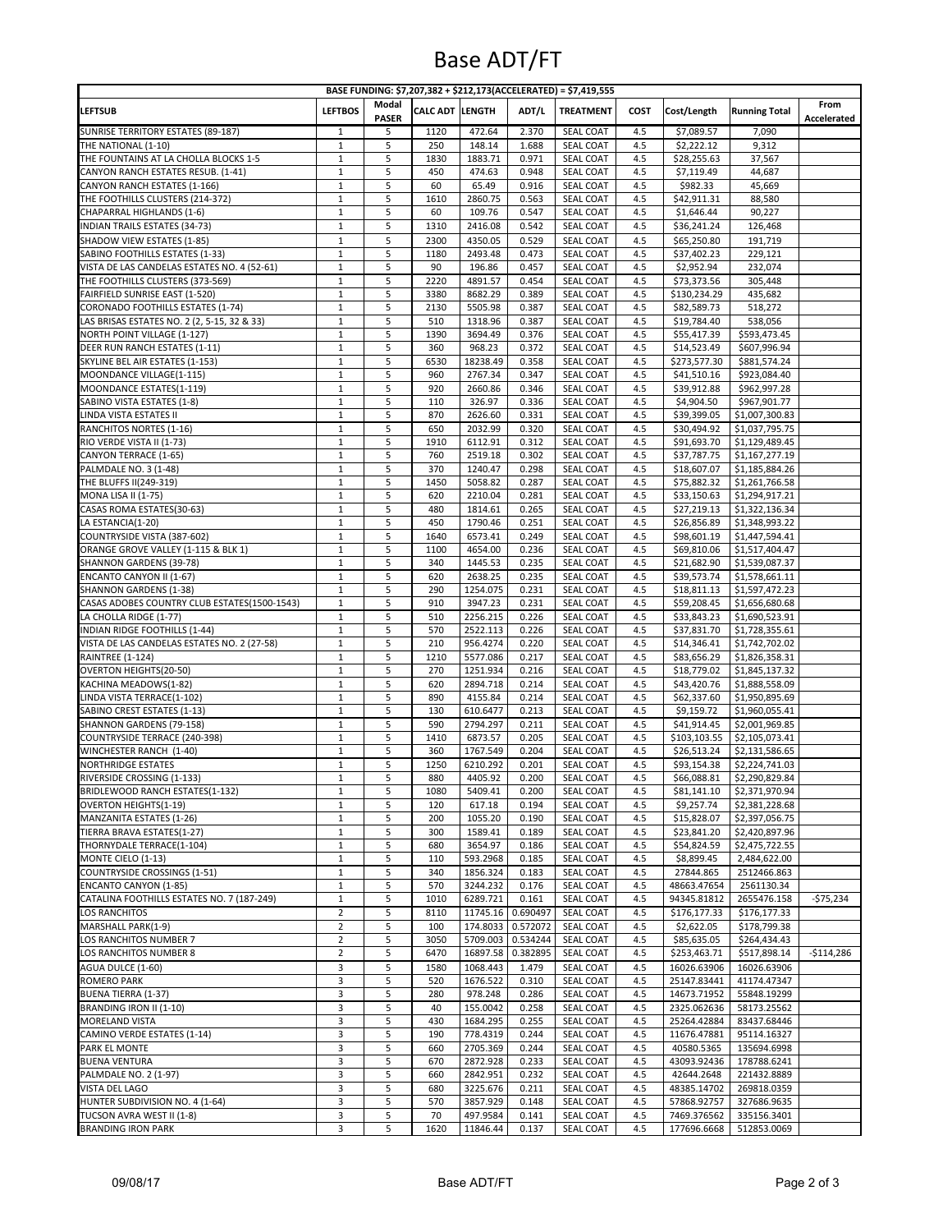# Base ADT/FT

| BASE FUNDING: $7,207,382 + $212,173(ACCELERATED) = $7,419,555 | | | | | | | | | | |
|---|---|---|---|---|---|---|---|---|---|---|
| LEFTSUB | LEFTBOS | Modal PASER | CALC ADT | LENGTH | ADT/L | TREATMENT | COST | Cost/Length | Running Total | From Accelerated |
| SUNRISE TERRITORY ESTATES (89-187) | 1 | 5 | 1120 | 472.64 | 2.370 | SEAL COAT | 4.5 | $7,089.57 | 7,090 | |
| THE NATIONAL (1-10) | 1 | 5 | 250 | 148.14 | 1.688 | SEAL COAT | 4.5 | $2,222.12 | 9,312 | |
| THE FOUNTAINS AT LA CHOLLA BLOCKS 1-5 | 1 | 5 | 1830 | 1883.71 | 0.971 | SEAL COAT | 4.5 | $28,255.63 | 37,567 | |
| CANYON RANCH ESTATES RESUB. (1-41) | 1 | 5 | 450 | 474.63 | 0.948 | SEAL COAT | 4.5 | $7,119.49 | 44,687 | |
| CANYON RANCH ESTATES (1-166) | 1 | 5 | 60 | 65.49 | 0.916 | SEAL COAT | 4.5 | $982.33 | 45,669 | |
| THE FOOTHILLS CLUSTERS (214-372) | 1 | 5 | 1610 | 2860.75 | 0.563 | SEAL COAT | 4.5 | $42,911.31 | 88,580 | |
| CHAPARRAL HIGHLANDS (1-6) | 1 | 5 | 60 | 109.76 | 0.547 | SEAL COAT | 4.5 | $1,646.44 | 90,227 | |
| INDIAN TRAILS ESTATES (34-73) | 1 | 5 | 1310 | 2416.08 | 0.542 | SEAL COAT | 4.5 | $36,241.24 | 126,468 | |
| SHADOW VIEW ESTATES (1-85) | 1 | 5 | 2300 | 4350.05 | 0.529 | SEAL COAT | 4.5 | $65,250.80 | 191,719 | |
| SABINO FOOTHILLS ESTATES (1-33) | 1 | 5 | 1180 | 2493.48 | 0.473 | SEAL COAT | 4.5 | $37,402.23 | 229,121 | |
| VISTA DE LAS CANDELAS ESTATES NO. 4 (52-61) | 1 | 5 | 90 | 196.86 | 0.457 | SEAL COAT | 4.5 | $2,952.94 | 232,074 | |
| THE FOOTHILLS CLUSTERS (373-569) | 1 | 5 | 2220 | 4891.57 | 0.454 | SEAL COAT | 4.5 | $73,373.56 | 305,448 | |
| FAIRFIELD SUNRISE EAST (1-520) | 1 | 5 | 3380 | 8682.29 | 0.389 | SEAL COAT | 4.5 | $130,234.29 | 435,682 | |
| CORONADO FOOTHILLS ESTATES (1-74) | 1 | 5 | 2130 | 5505.98 | 0.387 | SEAL COAT | 4.5 | $82,589.73 | 518,272 | |
| LAS BRISAS ESTATES NO. 2 (2, 5-15, 32 & 33) | 1 | 5 | 510 | 1318.96 | 0.387 | SEAL COAT | 4.5 | $19,784.40 | 538,056 | |
| NORTH POINT VILLAGE (1-127) | 1 | 5 | 1390 | 3694.49 | 0.376 | SEAL COAT | 4.5 | $55,417.39 | $593,473.45 | |
| DEER RUN RANCH ESTATES (1-11) | 1 | 5 | 360 | 968.23 | 0.372 | SEAL COAT | 4.5 | $14,523.49 | $607,996.94 | |
| SKYLINE BEL AIR ESTATES (1-153) | 1 | 5 | 6530 | 18238.49 | 0.358 | SEAL COAT | 4.5 | $273,577.30 | $881,574.24 | |
| MOONDANCE VILLAGE(1-115) | 1 | 5 | 960 | 2767.34 | 0.347 | SEAL COAT | 4.5 | $41,510.16 | $923,084.40 | |
| MOONDANCE ESTATES(1-119) | 1 | 5 | 920 | 2660.86 | 0.346 | SEAL COAT | 4.5 | $39,912.88 | $962,997.28 | |
| SABINO VISTA ESTATES (1-8) | 1 | 5 | 110 | 326.97 | 0.336 | SEAL COAT | 4.5 | $4,904.50 | $967,901.77 | |
| LINDA VISTA ESTATES II | 1 | 5 | 870 | 2626.60 | 0.331 | SEAL COAT | 4.5 | $39,399.05 | $1,007,300.83 | |
| RANCHITOS NORTES (1-16) | 1 | 5 | 650 | 2032.99 | 0.320 | SEAL COAT | 4.5 | $30,494.92 | $1,037,795.75 | |
| RIO VERDE VISTA II (1-73) | 1 | 5 | 1910 | 6112.91 | 0.312 | SEAL COAT | 4.5 | $91,693.70 | $1,129,489.45 | |
| CANYON TERRACE (1-65) | 1 | 5 | 760 | 2519.18 | 0.302 | SEAL COAT | 4.5 | $37,787.75 | $1,167,277.19 | |
| PALMDALE NO. 3 (1-48) | 1 | 5 | 370 | 1240.47 | 0.298 | SEAL COAT | 4.5 | $18,607.07 | $1,185,884.26 | |
| THE BLUFFS II(249-319) | 1 | 5 | 1450 | 5058.82 | 0.287 | SEAL COAT | 4.5 | $75,882.32 | $1,261,766.58 | |
| MONA LISA II (1-75) | 1 | 5 | 620 | 2210.04 | 0.281 | SEAL COAT | 4.5 | $33,150.63 | $1,294,917.21 | |
| CASAS ROMA ESTATES(30-63) | 1 | 5 | 480 | 1814.61 | 0.265 | SEAL COAT | 4.5 | $27,219.13 | $1,322,136.34 | |
| LA ESTANCIA(1-20) | 1 | 5 | 450 | 1790.46 | 0.251 | SEAL COAT | 4.5 | $26,856.89 | $1,348,993.22 | |
| COUNTRYSIDE VISTA (387-602) | 1 | 5 | 1640 | 6573.41 | 0.249 | SEAL COAT | 4.5 | $98,601.19 | $1,447,594.41 | |
| ORANGE GROVE VALLEY (1-115 & BLK 1) | 1 | 5 | 1100 | 4654.00 | 0.236 | SEAL COAT | 4.5 | $69,810.06 | $1,517,404.47 | |
| SHANNON GARDENS (39-78) | 1 | 5 | 340 | 1445.53 | 0.235 | SEAL COAT | 4.5 | $21,682.90 | $1,539,087.37 | |
| ENCANTO CANYON II (1-67) | 1 | 5 | 620 | 2638.25 | 0.235 | SEAL COAT | 4.5 | $39,573.74 | $1,578,661.11 | |
| SHANNON GARDENS (1-38) | 1 | 5 | 290 | 1254.075 | 0.231 | SEAL COAT | 4.5 | $18,811.13 | $1,597,472.23 | |
| CASAS ADOBES COUNTRY CLUB ESTATES(1500-1543) | 1 | 5 | 910 | 3947.23 | 0.231 | SEAL COAT | 4.5 | $59,208.45 | $1,656,680.68 | |
| LA CHOLLA RIDGE (1-77) | 1 | 5 | 510 | 2256.215 | 0.226 | SEAL COAT | 4.5 | $33,843.23 | $1,690,523.91 | |
| INDIAN RIDGE FOOTHILLS (1-44) | 1 | 5 | 570 | 2522.113 | 0.226 | SEAL COAT | 4.5 | $37,831.70 | $1,728,355.61 | |
| VISTA DE LAS CANDELAS ESTATES NO. 2 (27-58) | 1 | 5 | 210 | 956.4274 | 0.220 | SEAL COAT | 4.5 | $14,346.41 | $1,742,702.02 | |
| RAINTREE (1-124) | 1 | 5 | 1210 | 5577.086 | 0.217 | SEAL COAT | 4.5 | $83,656.29 | $1,826,358.31 | |
| OVERTON HEIGHTS(20-50) | 1 | 5 | 270 | 1251.934 | 0.216 | SEAL COAT | 4.5 | $18,779.02 | $1,845,137.32 | |
| KACHINA MEADOWS(1-82) | 1 | 5 | 620 | 2894.718 | 0.214 | SEAL COAT | 4.5 | $43,420.76 | $1,888,558.09 | |
| LINDA VISTA TERRACE(1-102) | 1 | 5 | 890 | 4155.84 | 0.214 | SEAL COAT | 4.5 | $62,337.60 | $1,950,895.69 | |
| SABINO CREST ESTATES (1-13) | 1 | 5 | 130 | 610.6477 | 0.213 | SEAL COAT | 4.5 | $9,159.72 | $1,960,055.41 | |
| SHANNON GARDENS (79-158) | 1 | 5 | 590 | 2794.297 | 0.211 | SEAL COAT | 4.5 | $41,914.45 | $2,001,969.85 | |
| COUNTRYSIDE TERRACE (240-398) | 1 | 5 | 1410 | 6873.57 | 0.205 | SEAL COAT | 4.5 | $103,103.55 | $2,105,073.41 | |
| WINCHESTER RANCH (1-40) | 1 | 5 | 360 | 1767.549 | 0.204 | SEAL COAT | 4.5 | $26,513.24 | $2,131,586.65 | |
| NORTHRIDGE ESTATES | 1 | 5 | 1250 | 6210.292 | 0.201 | SEAL COAT | 4.5 | $93,154.38 | $2,224,741.03 | |
| RIVERSIDE CROSSING (1-133) | 1 | 5 | 880 | 4405.92 | 0.200 | SEAL COAT | 4.5 | $66,088.81 | $2,290,829.84 | |
| BRIDLEWOOD RANCH ESTATES(1-132) | 1 | 5 | 1080 | 5409.41 | 0.200 | SEAL COAT | 4.5 | $81,141.10 | $2,371,970.94 | |
| OVERTON HEIGHTS(1-19) | 1 | 5 | 120 | 617.18 | 0.194 | SEAL COAT | 4.5 | $9,257.74 | $2,381,228.68 | |
| MANZANITA ESTATES (1-26) | 1 | 5 | 200 | 1055.20 | 0.190 | SEAL COAT | 4.5 | $15,828.07 | $2,397,056.75 | |
| TIERRA BRAVA ESTATES(1-27) | 1 | 5 | 300 | 1589.41 | 0.189 | SEAL COAT | 4.5 | $23,841.20 | $2,420,897.96 | |
| THORNYDALE TERRACE(1-104) | 1 | 5 | 680 | 3654.97 | 0.186 | SEAL COAT | 4.5 | $54,824.59 | $2,475,722.55 | |
| MONTE CIELO (1-13) | 1 | 5 | 110 | 593.2968 | 0.185 | SEAL COAT | 4.5 | $8,899.45 | 2,484,622.00 | |
| COUNTRYSIDE CROSSINGS (1-51) | 1 | 5 | 340 | 1856.324 | 0.183 | SEAL COAT | 4.5 | 27844.865 | 2512466.863 | |
| ENCANTO CANYON (1-85) | 1 | 5 | 570 | 3244.232 | 0.176 | SEAL COAT | 4.5 | 48663.47654 | 2561130.34 | |
| CATALINA FOOTHILLS ESTATES NO. 7 (187-249) | 1 | 5 | 1010 | 6289.721 | 0.161 | SEAL COAT | 4.5 | 94345.81812 | 2655476.158 | -$75,234 |
| LOS RANCHITOS | 2 | 5 | 8110 | 11745.16 | 0.690497 | SEAL COAT | 4.5 | $176,177.33 | $176,177.33 | |
| MARSHALL PARK(1-9) | 2 | 5 | 100 | 174.8033 | 0.572072 | SEAL COAT | 4.5 | $2,622.05 | $178,799.38 | |
| LOS RANCHITOS NUMBER 7 | 2 | 5 | 3050 | 5709.003 | 0.534244 | SEAL COAT | 4.5 | $85,635.05 | $264,434.43 | |
| LOS RANCHITOS NUMBER 8 | 2 | 5 | 6470 | 16897.58 | 0.382895 | SEAL COAT | 4.5 | $253,463.71 | $517,898.14 | -$114,286 |
| AGUA DULCE (1-60) | 3 | 5 | 1580 | 1068.443 | 1.479 | SEAL COAT | 4.5 | 16026.63906 | 16026.63906 | |
| ROMERO PARK | 3 | 5 | 520 | 1676.522 | 0.310 | SEAL COAT | 4.5 | 25147.83441 | 41174.47347 | |
| BUENA TIERRA (1-37) | 3 | 5 | 280 | 978.248 | 0.286 | SEAL COAT | 4.5 | 14673.71952 | 55848.19299 | |
| BRANDING IRON II (1-10) | 3 | 5 | 40 | 155.0042 | 0.258 | SEAL COAT | 4.5 | 2325.062636 | 58173.25562 | |
| MORELAND VISTA | 3 | 5 | 430 | 1684.295 | 0.255 | SEAL COAT | 4.5 | 25264.42884 | 83437.68446 | |
| CAMINO VERDE ESTATES (1-14) | 3 | 5 | 190 | 778.4319 | 0.244 | SEAL COAT | 4.5 | 11676.47881 | 95114.16327 | |
| PARK EL MONTE | 3 | 5 | 660 | 2705.369 | 0.244 | SEAL COAT | 4.5 | 40580.5365 | 135694.6998 | |
| BUENA VENTURA | 3 | 5 | 670 | 2872.928 | 0.233 | SEAL COAT | 4.5 | 43093.92436 | 178788.6241 | |
| PALMDALE NO. 2 (1-97) | 3 | 5 | 660 | 2842.951 | 0.232 | SEAL COAT | 4.5 | 42644.2648 | 221432.8889 | |
| VISTA DEL LAGO | 3 | 5 | 680 | 3225.676 | 0.211 | SEAL COAT | 4.5 | 48385.14702 | 269818.0359 | |
| HUNTER SUBDIVISION NO. 4 (1-64) | 3 | 5 | 570 | 3857.929 | 0.148 | SEAL COAT | 4.5 | 57868.92757 | 327686.9635 | |
| TUCSON AVRA WEST II (1-8) | 3 | 5 | 70 | 497.9584 | 0.141 | SEAL COAT | 4.5 | 7469.376562 | 335156.3401 | |
| BRANDING IRON PARK | 3 | 5 | 1620 | 11846.44 | 0.137 | SEAL COAT | 4.5 | 177696.6668 | 512853.0069 | |

09/08/17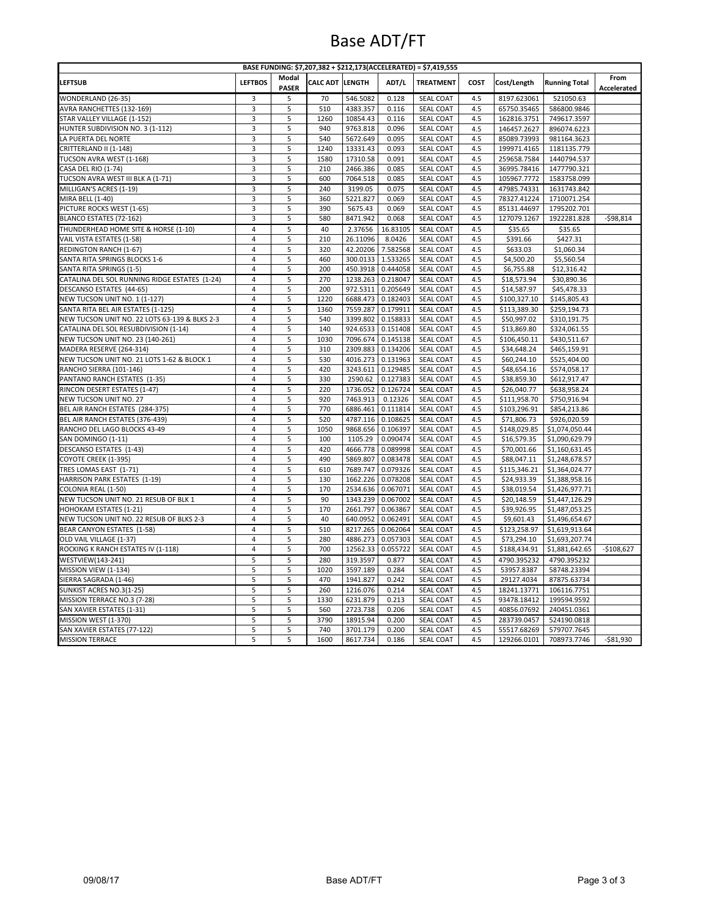# Base ADT/FT

| BASE FUNDING: $7,207,382 + $212,173(ACCELERATED) = $7,419,555 | | | | | | | | | | |
|---|---|---|---|---|---|---|---|---|---|---|
| **LEFTSUB** | **LEFTBOS** | **Modal PASER** | **CALC ADT** | **LENGTH** | **ADT/L** | **TREATMENT** | **COST** | **Cost/Length** | **Running Total** | **From Accelerated** |
| WONDERLAND (26-35) | 3 | 5 | 70 | 546.5082 | 0.128 | SEAL COAT | 4.5 | 8197.623061 | 521050.63 | |
| AVRA RANCHETTES (132-169) | 3 | 5 | 510 | 4383.357 | 0.116 | SEAL COAT | 4.5 | 65750.35465 | 586800.9846 | |
| STAR VALLEY VILLAGE (1-152) | 3 | 5 | 1260 | 10854.43 | 0.116 | SEAL COAT | 4.5 | 162816.3751 | 749617.3597 | |
| HUNTER SUBDIVISION NO. 3 (1-112) | 3 | 5 | 940 | 9763.818 | 0.096 | SEAL COAT | 4.5 | 146457.2627 | 896074.6223 | |
| LA PUERTA DEL NORTE | 3 | 5 | 540 | 5672.649 | 0.095 | SEAL COAT | 4.5 | 85089.73993 | 981164.3623 | |
| CRITTERLAND II (1-148) | 3 | 5 | 1240 | 13331.43 | 0.093 | SEAL COAT | 4.5 | 199971.4165 | 1181135.779 | |
| TUCSON AVRA WEST (1-168) | 3 | 5 | 1580 | 17310.58 | 0.091 | SEAL COAT | 4.5 | 259658.7584 | 1440794.537 | |
| CASA DEL RIO (1-74) | 3 | 5 | 210 | 2466.386 | 0.085 | SEAL COAT | 4.5 | 36995.78416 | 1477790.321 | |
| TUCSON AVRA WEST III BLK A (1-71) | 3 | 5 | 600 | 7064.518 | 0.085 | SEAL COAT | 4.5 | 105967.7772 | 1583758.099 | |
| MILLIGAN'S ACRES (1-19) | 3 | 5 | 240 | 3199.05 | 0.075 | SEAL COAT | 4.5 | 47985.74331 | 1631743.842 | |
| MIRA BELL (1-40) | 3 | 5 | 360 | 5221.827 | 0.069 | SEAL COAT | 4.5 | 78327.41224 | 1710071.254 | |
| PICTURE ROCKS WEST (1-65) | 3 | 5 | 390 | 5675.43 | 0.069 | SEAL COAT | 4.5 | 85131.44697 | 1795202.701 | |
| BLANCO ESTATES (72-162) | 3 | 5 | 580 | 8471.942 | 0.068 | SEAL COAT | 4.5 | 127079.1267 | 1922281.828 | -$98,814 |
| THUNDERHEAD HOME SITE & HORSE (1-10) | 4 | 5 | 40 | 2.37656 | 16.83105 | SEAL COAT | 4.5 | $35.65 | $35.65 | |
| VAIL VISTA ESTATES (1-58) | 4 | 5 | 210 | 26.11096 | 8.0426 | SEAL COAT | 4.5 | $391.66 | $427.31 | |
| REDINGTON RANCH (1-67) | 4 | 5 | 320 | 42.20206 | 7.582568 | SEAL COAT | 4.5 | $633.03 | $1,060.34 | |
| SANTA RITA SPRINGS BLOCKS 1-6 | 4 | 5 | 460 | 300.0133 | 1.533265 | SEAL COAT | 4.5 | $4,500.20 | $5,560.54 | |
| SANTA RITA SPRINGS (1-5) | 4 | 5 | 200 | 450.3918 | 0.444058 | SEAL COAT | 4.5 | $6,755.88 | $12,316.42 | |
| CATALINA DEL SOL RUNNING RIDGE ESTATES (1-24) | 4 | 5 | 270 | 1238.263 | 0.218047 | SEAL COAT | 4.5 | $18,573.94 | $30,890.36 | |
| DESCANSO ESTATES (44-65) | 4 | 5 | 200 | 972.5311 | 0.205649 | SEAL COAT | 4.5 | $14,587.97 | $45,478.33 | |
| NEW TUCSON UNIT NO. 1 (1-127) | 4 | 5 | 1220 | 6688.473 | 0.182403 | SEAL COAT | 4.5 | $100,327.10 | $145,805.43 | |
| SANTA RITA BEL AIR ESTATES (1-125) | 4 | 5 | 1360 | 7559.287 | 0.179911 | SEAL COAT | 4.5 | $113,389.30 | $259,194.73 | |
| NEW TUCSON UNIT NO. 22 LOTS 63-139 & BLKS 2-3 | 4 | 5 | 540 | 3399.802 | 0.158833 | SEAL COAT | 4.5 | $50,997.02 | $310,191.75 | |
| CATALINA DEL SOL RESUBDIVISION (1-14) | 4 | 5 | 140 | 924.6533 | 0.151408 | SEAL COAT | 4.5 | $13,869.80 | $324,061.55 | |
| NEW TUCSON UNIT NO. 23 (140-261) | 4 | 5 | 1030 | 7096.674 | 0.145138 | SEAL COAT | 4.5 | $106,450.11 | $430,511.67 | |
| MADERA RESERVE (264-314) | 4 | 5 | 310 | 2309.883 | 0.134206 | SEAL COAT | 4.5 | $34,648.24 | $465,159.91 | |
| NEW TUCSON UNIT NO. 21 LOTS 1-62 & BLOCK 1 | 4 | 5 | 530 | 4016.273 | 0.131963 | SEAL COAT | 4.5 | $60,244.10 | $525,404.00 | |
| RANCHO SIERRA (101-146) | 4 | 5 | 420 | 3243.611 | 0.129485 | SEAL COAT | 4.5 | $48,654.16 | $574,058.17 | |
| PANTANO RANCH ESTATES (1-35) | 4 | 5 | 330 | 2590.62 | 0.127383 | SEAL COAT | 4.5 | $38,859.30 | $612,917.47 | |
| RINCON DESERT ESTATES (1-47) | 4 | 5 | 220 | 1736.052 | 0.126724 | SEAL COAT | 4.5 | $26,040.77 | $638,958.24 | |
| NEW TUCSON UNIT NO. 27 | 4 | 5 | 920 | 7463.913 | 0.12326 | SEAL COAT | 4.5 | $111,958.70 | $750,916.94 | |
| BEL AIR RANCH ESTATES (284-375) | 4 | 5 | 770 | 6886.461 | 0.111814 | SEAL COAT | 4.5 | $103,296.91 | $854,213.86 | |
| BEL AIR RANCH ESTATES (376-439) | 4 | 5 | 520 | 4787.116 | 0.108625 | SEAL COAT | 4.5 | $71,806.73 | $926,020.59 | |
| RANCHO DEL LAGO BLOCKS 43-49 | 4 | 5 | 1050 | 9868.656 | 0.106397 | SEAL COAT | 4.5 | $148,029.85 | $1,074,050.44 | |
| SAN DOMINGO (1-11) | 4 | 5 | 100 | 1105.29 | 0.090474 | SEAL COAT | 4.5 | $16,579.35 | $1,090,629.79 | |
| DESCANSO ESTATES (1-43) | 4 | 5 | 420 | 4666.778 | 0.089998 | SEAL COAT | 4.5 | $70,001.66 | $1,160,631.45 | |
| COYOTE CREEK (1-395) | 4 | 5 | 490 | 5869.807 | 0.083478 | SEAL COAT | 4.5 | $88,047.11 | $1,248,678.57 | |
| TRES LOMAS EAST (1-71) | 4 | 5 | 610 | 7689.747 | 0.079326 | SEAL COAT | 4.5 | $115,346.21 | $1,364,024.77 | |
| HARRISON PARK ESTATES (1-19) | 4 | 5 | 130 | 1662.226 | 0.078208 | SEAL COAT | 4.5 | $24,933.39 | $1,388,958.16 | |
| COLONIA REAL (1-50) | 4 | 5 | 170 | 2534.636 | 0.067071 | SEAL COAT | 4.5 | $38,019.54 | $1,426,977.71 | |
| NEW TUCSON UNIT NO. 21 RESUB OF BLK 1 | 4 | 5 | 90 | 1343.239 | 0.067002 | SEAL COAT | 4.5 | $20,148.59 | $1,447,126.29 | |
| HOHOKAM ESTATES (1-21) | 4 | 5 | 170 | 2661.797 | 0.063867 | SEAL COAT | 4.5 | $39,926.95 | $1,487,053.25 | |
| NEW TUCSON UNIT NO. 22 RESUB OF BLKS 2-3 | 4 | 5 | 40 | 640.0952 | 0.062491 | SEAL COAT | 4.5 | $9,601.43 | $1,496,654.67 | |
| BEAR CANYON ESTATES (1-58) | 4 | 5 | 510 | 8217.265 | 0.062064 | SEAL COAT | 4.5 | $123,258.97 | $1,619,913.64 | |
| OLD VAIL VILLAGE (1-37) | 4 | 5 | 280 | 4886.273 | 0.057303 | SEAL COAT | 4.5 | $73,294.10 | $1,693,207.74 | |
| ROCKING K RANCH ESTATES IV (1-118) | 4 | 5 | 700 | 12562.33 | 0.055722 | SEAL COAT | 4.5 | $188,434.91 | $1,881,642.65 | -$108,627 |
| WESTVIEW(143-241) | 5 | 5 | 280 | 319.3597 | 0.877 | SEAL COAT | 4.5 | 4790.395232 | 4790.395232 | |
| MISSION VIEW (1-134) | 5 | 5 | 1020 | 3597.189 | 0.284 | SEAL COAT | 4.5 | 53957.8387 | 58748.23394 | |
| SIERRA SAGRADA (1-46) | 5 | 5 | 470 | 1941.827 | 0.242 | SEAL COAT | 4.5 | 29127.4034 | 87875.63734 | |
| SUNKIST ACRES NO.3(1-25) | 5 | 5 | 260 | 1216.076 | 0.214 | SEAL COAT | 4.5 | 18241.13771 | 106116.7751 | |
| MISSION TERRACE NO.3 (7-28) | 5 | 5 | 1330 | 6231.879 | 0.213 | SEAL COAT | 4.5 | 93478.18412 | 199594.9592 | |
| SAN XAVIER ESTATES (1-31) | 5 | 5 | 560 | 2723.738 | 0.206 | SEAL COAT | 4.5 | 40856.07692 | 240451.0361 | |
| MISSION WEST (1-370) | 5 | 5 | 3790 | 18915.94 | 0.200 | SEAL COAT | 4.5 | 283739.0457 | 524190.0818 | |
| SAN XAVIER ESTATES (77-122) | 5 | 5 | 740 | 3701.179 | 0.200 | SEAL COAT | 4.5 | 55517.68269 | 579707.7645 | |
| MISSION TERRACE | 5 | 5 | 1600 | 8617.734 | 0.186 | SEAL COAT | 4.5 | 129266.0101 | 708973.7746 | -$81,930 |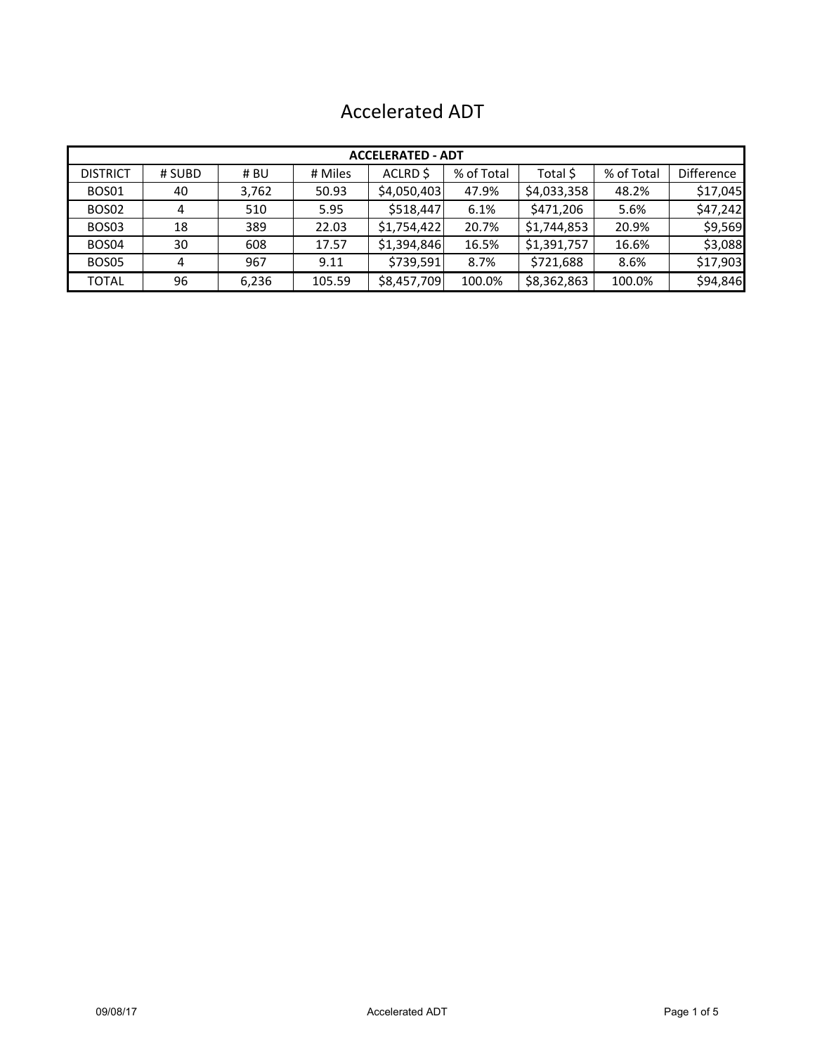# Accelerated ADT

| ACCELERATED - ADT | | | | | | | | |
|---|---|---|---|---|---|---|---|---|
| DISTRICT | # SUBD | # BU | # Miles | ACLRD $ | % of Total | Total $ | % of Total | Difference |
| BOS01 | 40 | 3,762 | 50.93 | $4,050,403 | 47.9% | $4,033,358 | 48.2% | $17,045 |
| BOS02 | 4 | 510 | 5.95 | $518,447 | 6.1% | $471,206 | 5.6% | $47,242 |
| BOS03 | 18 | 389 | 22.03 | $1,754,422 | 20.7% | $1,744,853 | 20.9% | $9,569 |
| BOS04 | 30 | 608 | 17.57 | $1,394,846 | 16.5% | $1,391,757 | 16.6% | $3,088 |
| BOS05 | 4 | 967 | 9.11 | $739,591 | 8.7% | $721,688 | 8.6% | $17,903 |
| TOTAL | 96 | 6,236 | 105.59 | $8,457,709 | 100.0% | $8,362,863 | 100.0% | $94,846 |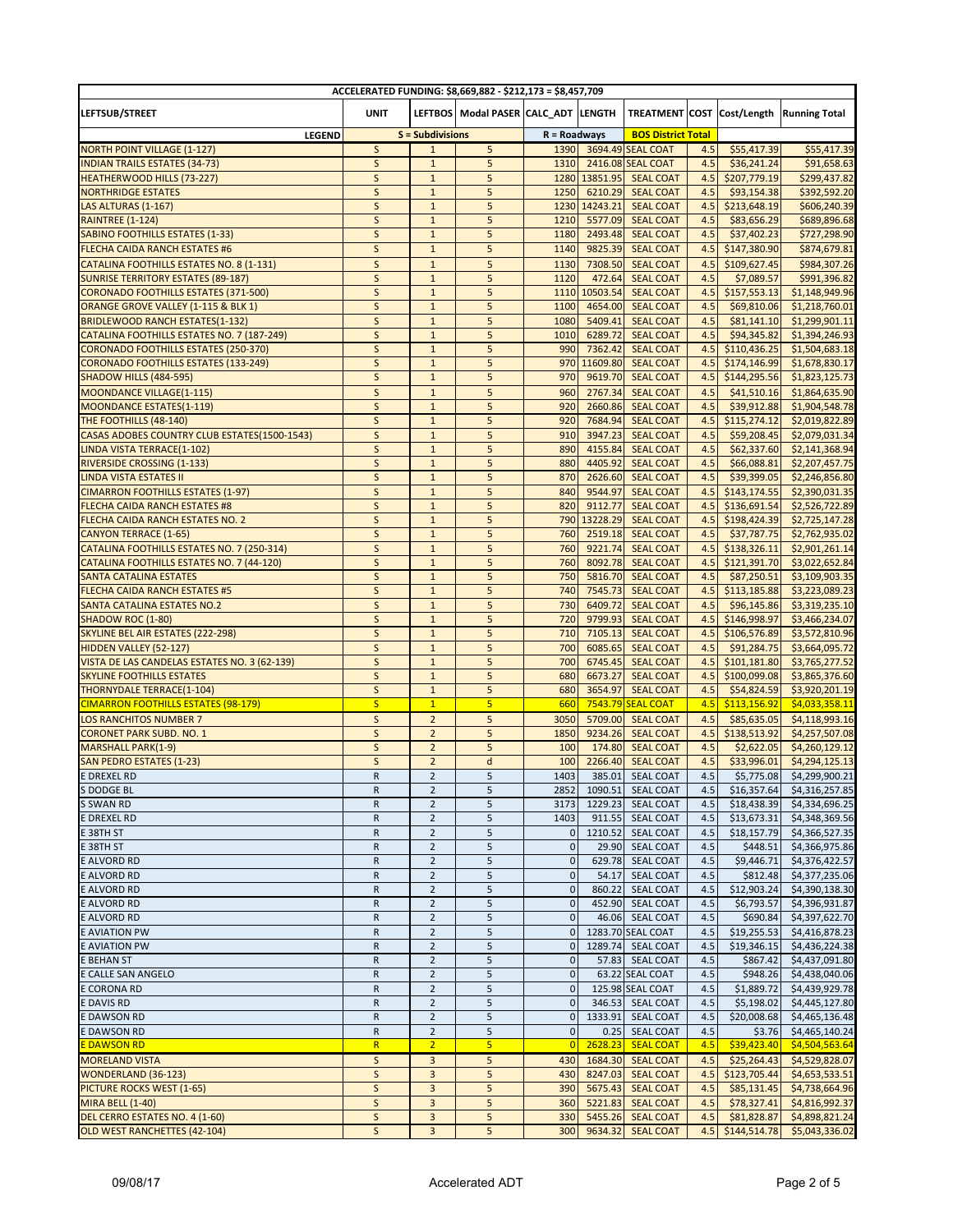| ACCELERATED FUNDING: $8,669,882 - $212,173 = $8,457,709 | | | | | | | | | |
|---|---|---|---|---|---|---|---|---|---|
| LEFTSUB/STREET | UNIT | LEFTBOS | Modal PASER | CALC_ADT | LENGTH | TREATMENT | COST | Cost/Length | Running Total |
| LEGEND | S = Subdivisions | | | R = Roadways | | BOS District Total | | | |
| NORTH POINT VILLAGE (1-127) | S | 1 | 5 | 1390 | 3694.49 | SEAL COAT | 4.5 | $55,417.39 | $55,417.39 |
| INDIAN TRAILS ESTATES (34-73) | S | 1 | 5 | 1310 | 2416.08 | SEAL COAT | 4.5 | $36,241.24 | $91,658.63 |
| HEATHERWOOD HILLS (73-227) | S | 1 | 5 | 1280 | 13851.95 | SEAL COAT | 4.5 | $207,779.19 | $299,437.82 |
| NORTHRIDGE ESTATES | S | 1 | 5 | 1250 | 6210.29 | SEAL COAT | 4.5 | $93,154.38 | $392,592.20 |
| LAS ALTURAS (1-167) | S | 1 | 5 | 1230 | 14243.21 | SEAL COAT | 4.5 | $213,648.19 | $606,240.39 |
| RAINTREE (1-124) | S | 1 | 5 | 1210 | 5577.09 | SEAL COAT | 4.5 | $83,656.29 | $689,896.68 |
| SABINO FOOTHILLS ESTATES (1-33) | S | 1 | 5 | 1180 | 2493.48 | SEAL COAT | 4.5 | $37,402.23 | $727,298.90 |
| FLECHA CAIDA RANCH ESTATES #6 | S | 1 | 5 | 1140 | 9825.39 | SEAL COAT | 4.5 | $147,380.90 | $874,679.81 |
| CATALINA FOOTHILLS ESTATES NO. 8 (1-131) | S | 1 | 5 | 1130 | 7308.50 | SEAL COAT | 4.5 | $109,627.45 | $984,307.26 |
| SUNRISE TERRITORY ESTATES (89-187) | S | 1 | 5 | 1120 | 472.64 | SEAL COAT | 4.5 | $7,089.57 | $991,396.82 |
| CORONADO FOOTHILLS ESTATES (371-500) | S | 1 | 5 | 1110 | 10503.54 | SEAL COAT | 4.5 | $157,553.13 | $1,148,949.96 |
| ORANGE GROVE VALLEY (1-115 & BLK 1) | S | 1 | 5 | 1100 | 4654.00 | SEAL COAT | 4.5 | $69,810.06 | $1,218,760.01 |
| BRIDLEWOOD RANCH ESTATES(1-132) | S | 1 | 5 | 1080 | 5409.41 | SEAL COAT | 4.5 | $81,141.10 | $1,299,901.11 |
| CATALINA FOOTHILLS ESTATES NO. 7 (187-249) | S | 1 | 5 | 1010 | 6289.72 | SEAL COAT | 4.5 | $94,345.82 | $1,394,246.93 |
| CORONADO FOOTHILLS ESTATES (250-370) | S | 1 | 5 | 990 | 7362.42 | SEAL COAT | 4.5 | $110,436.25 | $1,504,683.18 |
| CORONADO FOOTHILLS ESTATES (133-249) | S | 1 | 5 | 970 | 11609.80 | SEAL COAT | 4.5 | $174,146.99 | $1,678,830.17 |
| SHADOW HILLS (484-595) | S | 1 | 5 | 970 | 9619.70 | SEAL COAT | 4.5 | $144,295.56 | $1,823,125.73 |
| MOONDANCE VILLAGE(1-115) | S | 1 | 5 | 960 | 2767.34 | SEAL COAT | 4.5 | $41,510.16 | $1,864,635.90 |
| MOONDANCE ESTATES(1-119) | S | 1 | 5 | 920 | 2660.86 | SEAL COAT | 4.5 | $39,912.88 | $1,904,548.78 |
| THE FOOTHILLS (48-140) | S | 1 | 5 | 920 | 7684.94 | SEAL COAT | 4.5 | $115,274.12 | $2,019,822.89 |
| CASAS ADOBES COUNTRY CLUB ESTATES(1500-1543) | S | 1 | 5 | 910 | 3947.23 | SEAL COAT | 4.5 | $59,208.45 | $2,079,031.34 |
| LINDA VISTA TERRACE(1-102) | S | 1 | 5 | 890 | 4155.84 | SEAL COAT | 4.5 | $62,337.60 | $2,141,368.94 |
| RIVERSIDE CROSSING (1-133) | S | 1 | 5 | 880 | 4405.92 | SEAL COAT | 4.5 | $66,088.81 | $2,207,457.75 |
| LINDA VISTA ESTATES II | S | 1 | 5 | 870 | 2626.60 | SEAL COAT | 4.5 | $39,399.05 | $2,246,856.80 |
| CIMARRON FOOTHILLS ESTATES (1-97) | S | 1 | 5 | 840 | 9544.97 | SEAL COAT | 4.5 | $143,174.55 | $2,390,031.35 |
| FLECHA CAIDA RANCH ESTATES #8 | S | 1 | 5 | 820 | 9112.77 | SEAL COAT | 4.5 | $136,691.54 | $2,526,722.89 |
| FLECHA CAIDA RANCH ESTATES NO. 2 | S | 1 | 5 | 790 | 13228.29 | SEAL COAT | 4.5 | $198,424.39 | $2,725,147.28 |
| CANYON TERRACE (1-65) | S | 1 | 5 | 760 | 2519.18 | SEAL COAT | 4.5 | $37,787.75 | $2,762,935.02 |
| CATALINA FOOTHILLS ESTATES NO. 7 (250-314) | S | 1 | 5 | 760 | 9221.74 | SEAL COAT | 4.5 | $138,326.11 | $2,901,261.14 |
| CATALINA FOOTHILLS ESTATES NO. 7 (44-120) | S | 1 | 5 | 760 | 8092.78 | SEAL COAT | 4.5 | $121,391.70 | $3,022,652.84 |
| SANTA CATALINA ESTATES | S | 1 | 5 | 750 | 5816.70 | SEAL COAT | 4.5 | $87,250.51 | $3,109,903.35 |
| FLECHA CAIDA RANCH ESTATES #5 | S | 1 | 5 | 740 | 7545.73 | SEAL COAT | 4.5 | $113,185.88 | $3,223,089.23 |
| SANTA CATALINA ESTATES NO.2 | S | 1 | 5 | 730 | 6409.72 | SEAL COAT | 4.5 | $96,145.86 | $3,319,235.10 |
| SHADOW ROC (1-80) | S | 1 | 5 | 720 | 9799.93 | SEAL COAT | 4.5 | $146,998.97 | $3,466,234.07 |
| SKYLINE BEL AIR ESTATES (222-298) | S | 1 | 5 | 710 | 7105.13 | SEAL COAT | 4.5 | $106,576.89 | $3,572,810.96 |
| HIDDEN VALLEY (52-127) | S | 1 | 5 | 700 | 6085.65 | SEAL COAT | 4.5 | $91,284.75 | $3,664,095.72 |
| VISTA DE LAS CANDELAS ESTATES NO. 3 (62-139) | S | 1 | 5 | 700 | 6745.45 | SEAL COAT | 4.5 | $101,181.80 | $3,765,277.52 |
| SKYLINE FOOTHILLS ESTATES | S | 1 | 5 | 680 | 6673.27 | SEAL COAT | 4.5 | $100,099.08 | $3,865,376.60 |
| THORNYDALE TERRACE(1-104) | S | 1 | 5 | 680 | 3654.97 | SEAL COAT | 4.5 | $54,824.59 | $3,920,201.19 |
| CIMARRON FOOTHILLS ESTATES (98-179) | S | 1 | 5 | 660 | 7543.79 | SEAL COAT | 4.5 | $113,156.92 | $4,033,358.11 |
| LOS RANCHITOS NUMBER 7 | S | 2 | 5 | 3050 | 5709.00 | SEAL COAT | 4.5 | $85,635.05 | $4,118,993.16 |
| CORONET PARK SUBD. NO. 1 | S | 2 | 5 | 1850 | 9234.26 | SEAL COAT | 4.5 | $138,513.92 | $4,257,507.08 |
| MARSHALL PARK(1-9) | S | 2 | 5 | 100 | 174.80 | SEAL COAT | 4.5 | $2,622.05 | $4,260,129.12 |
| SAN PEDRO ESTATES (1-23) | S | 2 | d | 100 | 2266.40 | SEAL COAT | 4.5 | $33,996.01 | $4,294,125.13 |
| E DREXEL RD | R | 2 | 5 | 1403 | 385.01 | SEAL COAT | 4.5 | $5,775.08 | $4,299,900.21 |
| S DODGE BL | R | 2 | 5 | 2852 | 1090.51 | SEAL COAT | 4.5 | $16,357.64 | $4,316,257.85 |
| S SWAN RD | R | 2 | 5 | 3173 | 1229.23 | SEAL COAT | 4.5 | $18,438.39 | $4,334,696.25 |
| E DREXEL RD | R | 2 | 5 | 1403 | 911.55 | SEAL COAT | 4.5 | $13,673.31 | $4,348,369.56 |
| E 38TH ST | R | 2 | 5 | 0 | 1210.52 | SEAL COAT | 4.5 | $18,157.79 | $4,366,527.35 |
| E 38TH ST | R | 2 | 5 | 0 | 29.90 | SEAL COAT | 4.5 | $448.51 | $4,366,975.86 |
| E ALVORD RD | R | 2 | 5 | 0 | 629.78 | SEAL COAT | 4.5 | $9,446.71 | $4,376,422.57 |
| E ALVORD RD | R | 2 | 5 | 0 | 54.17 | SEAL COAT | 4.5 | $812.48 | $4,377,235.06 |
| E ALVORD RD | R | 2 | 5 | 0 | 860.22 | SEAL COAT | 4.5 | $12,903.24 | $4,390,138.30 |
| E ALVORD RD | R | 2 | 5 | 0 | 452.90 | SEAL COAT | 4.5 | $6,793.57 | $4,396,931.87 |
| E ALVORD RD | R | 2 | 5 | 0 | 46.06 | SEAL COAT | 4.5 | $690.84 | $4,397,622.70 |
| E AVIATION PW | R | 2 | 5 | 0 | 1283.70 | SEAL COAT | 4.5 | $19,255.53 | $4,416,878.23 |
| E AVIATION PW | R | 2 | 5 | 0 | 1289.74 | SEAL COAT | 4.5 | $19,346.15 | $4,436,224.38 |
| E BEHAN ST | R | 2 | 5 | 0 | 57.83 | SEAL COAT | 4.5 | $867.42 | $4,437,091.80 |
| E CALLE SAN ANGELO | R | 2 | 5 | 0 | 63.22 | SEAL COAT | 4.5 | $948.26 | $4,438,040.06 |
| E CORONA RD | R | 2 | 5 | 0 | 125.98 | SEAL COAT | 4.5 | $1,889.72 | $4,439,929.78 |
| E DAVIS RD | R | 2 | 5 | 0 | 346.53 | SEAL COAT | 4.5 | $5,198.02 | $4,445,127.80 |
| E DAWSON RD | R | 2 | 5 | 0 | 1333.91 | SEAL COAT | 4.5 | $20,008.68 | $4,465,136.48 |
| E DAWSON RD | R | 2 | 5 | 0 | 0.25 | SEAL COAT | 4.5 | $3.76 | $4,465,140.24 |
| E DAWSON RD | R | 2 | 5 | 0 | 2628.23 | SEAL COAT | 4.5 | $39,423.40 | $4,504,563.64 |
| MORELAND VISTA | S | 3 | 5 | 430 | 1684.30 | SEAL COAT | 4.5 | $25,264.43 | $4,529,828.07 |
| WONDERLAND (36-123) | S | 3 | 5 | 430 | 8247.03 | SEAL COAT | 4.5 | $123,705.44 | $4,653,533.51 |
| PICTURE ROCKS WEST (1-65) | S | 3 | 5 | 390 | 5675.43 | SEAL COAT | 4.5 | $85,131.45 | $4,738,664.96 |
| MIRA BELL (1-40) | S | 3 | 5 | 360 | 5221.83 | SEAL COAT | 4.5 | $78,327.41 | $4,816,992.37 |
| DEL CERRO ESTATES NO. 4 (1-60) | S | 3 | 5 | 330 | 5455.26 | SEAL COAT | 4.5 | $81,828.87 | $4,898,821.24 |
| OLD WEST RANCHETTES (42-104) | S | 3 | 5 | 300 | 9634.32 | SEAL COAT | 4.5 | $144,514.78 | $5,043,336.02 |

09/08/17 Accelerated ADT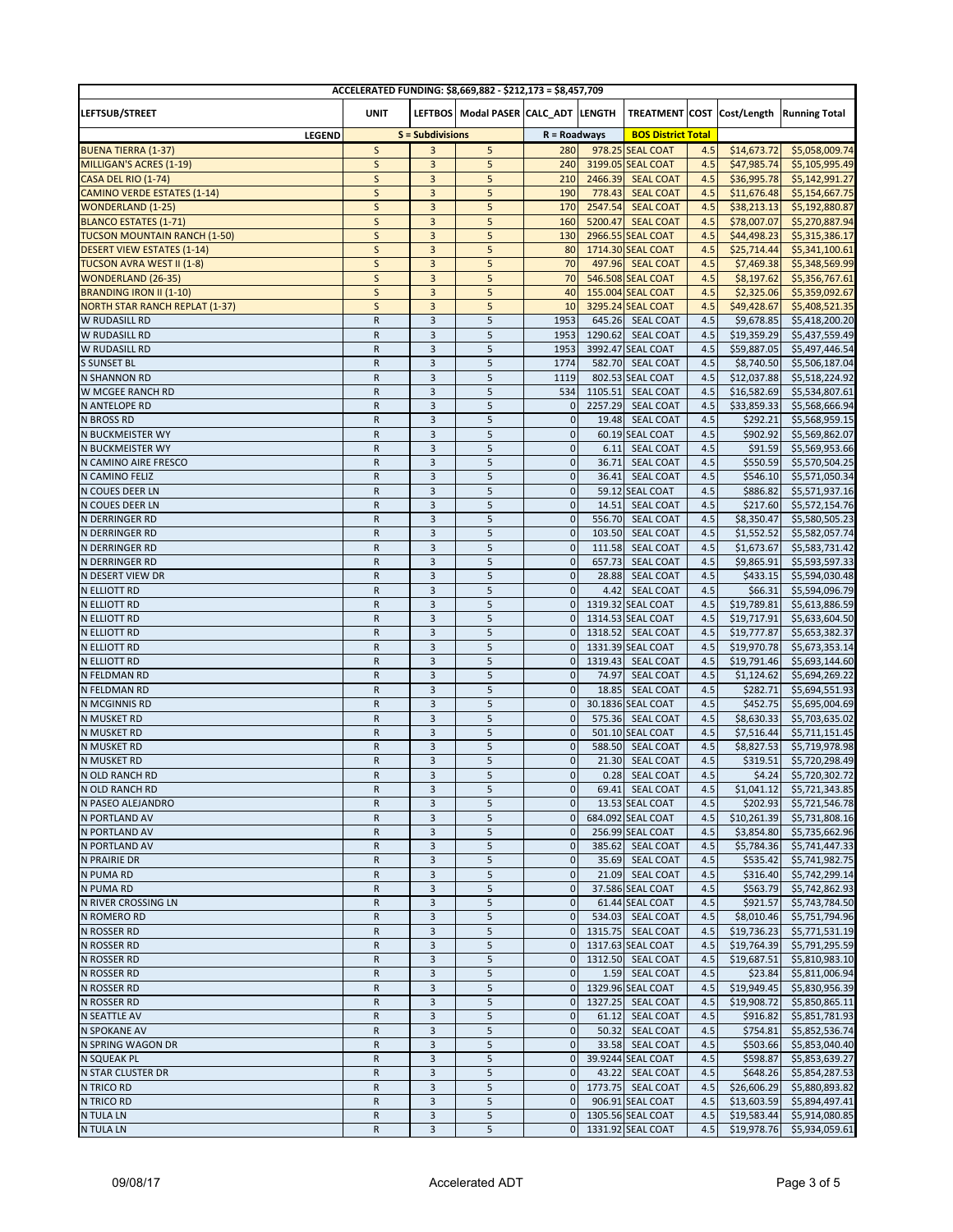| ACCELERATED FUNDING: $8,669,882 - $212,173 = $8,457,709 | | | | | | | | | |
|---|---|---|---|---|---|---|---|---|---|
| LEFTSUB/STREET | UNIT | LEFTBOS | Modal PASER | CALC_ADT | LENGTH | TREATMENT | COST | Cost/Length | Running Total |
| LEGEND | S = Subdivisions | | | R = Roadways | | BOS District Total | | | |
| BUENA TIERRA (1-37) | S | 3 | 5 | 280 | 978.25 | SEAL COAT | 4.5 | $14,673.72 | $5,058,009.74 |
| MILLIGAN'S ACRES (1-19) | S | 3 | 5 | 240 | 3199.05 | SEAL COAT | 4.5 | $47,985.74 | $5,105,995.49 |
| CASA DEL RIO (1-74) | S | 3 | 5 | 210 | 2466.39 | SEAL COAT | 4.5 | $36,995.78 | $5,142,991.27 |
| CAMINO VERDE ESTATES (1-14) | S | 3 | 5 | 190 | 778.43 | SEAL COAT | 4.5 | $11,676.48 | $5,154,667.75 |
| WONDERLAND (1-25) | S | 3 | 5 | 170 | 2547.54 | SEAL COAT | 4.5 | $38,213.13 | $5,192,880.87 |
| BLANCO ESTATES (1-71) | S | 3 | 5 | 160 | 5200.47 | SEAL COAT | 4.5 | $78,007.07 | $5,270,887.94 |
| TUCSON MOUNTAIN RANCH (1-50) | S | 3 | 5 | 130 | 2966.55 | SEAL COAT | 4.5 | $44,498.23 | $5,315,386.17 |
| DESERT VIEW ESTATES (1-14) | S | 3 | 5 | 80 | 1714.30 | SEAL COAT | 4.5 | $25,714.44 | $5,341,100.61 |
| TUCSON AVRA WEST II (1-8) | S | 3 | 5 | 70 | 497.96 | SEAL COAT | 4.5 | $7,469.38 | $5,348,569.99 |
| WONDERLAND (26-35) | S | 3 | 5 | 70 | 546.508 | SEAL COAT | 4.5 | $8,197.62 | $5,356,767.61 |
| BRANDING IRON II (1-10) | S | 3 | 5 | 40 | 155.004 | SEAL COAT | 4.5 | $2,325.06 | $5,359,092.67 |
| NORTH STAR RANCH REPLAT (1-37) | S | 3 | 5 | 10 | 3295.24 | SEAL COAT | 4.5 | $49,428.67 | $5,408,521.35 |
| W RUDASILL RD | R | 3 | 5 | 1953 | 645.26 | SEAL COAT | 4.5 | $9,678.85 | $5,418,200.20 |
| W RUDASILL RD | R | 3 | 5 | 1953 | 1290.62 | SEAL COAT | 4.5 | $19,359.29 | $5,437,559.49 |
| W RUDASILL RD | R | 3 | 5 | 1953 | 3992.47 | SEAL COAT | 4.5 | $59,887.05 | $5,497,446.54 |
| S SUNSET BL | R | 3 | 5 | 1774 | 582.70 | SEAL COAT | 4.5 | $8,740.50 | $5,506,187.04 |
| N SHANNON RD | R | 3 | 5 | 1119 | 802.53 | SEAL COAT | 4.5 | $12,037.88 | $5,518,224.92 |
| W MCGEE RANCH RD | R | 3 | 5 | 534 | 1105.51 | SEAL COAT | 4.5 | $16,582.69 | $5,534,807.61 |
| N ANTELOPE RD | R | 3 | 5 | 0 | 2257.29 | SEAL COAT | 4.5 | $33,859.33 | $5,568,666.94 |
| N BROSS RD | R | 3 | 5 | 0 | 19.48 | SEAL COAT | 4.5 | $292.21 | $5,568,959.15 |
| N BUCKMEISTER WY | R | 3 | 5 | 0 | 60.19 | SEAL COAT | 4.5 | $902.92 | $5,569,862.07 |
| N BUCKMEISTER WY | R | 3 | 5 | 0 | 6.11 | SEAL COAT | 4.5 | $91.59 | $5,569,953.66 |
| N CAMINO AIRE FRESCO | R | 3 | 5 | 0 | 36.71 | SEAL COAT | 4.5 | $550.59 | $5,570,504.25 |
| N CAMINO FELIZ | R | 3 | 5 | 0 | 36.41 | SEAL COAT | 4.5 | $546.10 | $5,571,050.34 |
| N COUES DEER LN | R | 3 | 5 | 0 | 59.12 | SEAL COAT | 4.5 | $886.82 | $5,571,937.16 |
| N COUES DEER LN | R | 3 | 5 | 0 | 14.51 | SEAL COAT | 4.5 | $217.60 | $5,572,154.76 |
| N DERRINGER RD | R | 3 | 5 | 0 | 556.70 | SEAL COAT | 4.5 | $8,350.47 | $5,580,505.23 |
| N DERRINGER RD | R | 3 | 5 | 0 | 103.50 | SEAL COAT | 4.5 | $1,552.52 | $5,582,057.74 |
| N DERRINGER RD | R | 3 | 5 | 0 | 111.58 | SEAL COAT | 4.5 | $1,673.67 | $5,583,731.42 |
| N DERRINGER RD | R | 3 | 5 | 0 | 657.73 | SEAL COAT | 4.5 | $9,865.91 | $5,593,597.33 |
| N DESERT VIEW DR | R | 3 | 5 | 0 | 28.88 | SEAL COAT | 4.5 | $433.15 | $5,594,030.48 |
| N ELLIOTT RD | R | 3 | 5 | 0 | 4.42 | SEAL COAT | 4.5 | $66.31 | $5,594,096.79 |
| N ELLIOTT RD | R | 3 | 5 | 0 | 1319.32 | SEAL COAT | 4.5 | $19,789.81 | $5,613,886.59 |
| N ELLIOTT RD | R | 3 | 5 | 0 | 1314.53 | SEAL COAT | 4.5 | $19,717.91 | $5,633,604.50 |
| N ELLIOTT RD | R | 3 | 5 | 0 | 1318.52 | SEAL COAT | 4.5 | $19,777.87 | $5,653,382.37 |
| N ELLIOTT RD | R | 3 | 5 | 0 | 1331.39 | SEAL COAT | 4.5 | $19,970.78 | $5,673,353.14 |
| N ELLIOTT RD | R | 3 | 5 | 0 | 1319.43 | SEAL COAT | 4.5 | $19,791.46 | $5,693,144.60 |
| N FELDMAN RD | R | 3 | 5 | 0 | 74.97 | SEAL COAT | 4.5 | $1,124.62 | $5,694,269.22 |
| N FELDMAN RD | R | 3 | 5 | 0 | 18.85 | SEAL COAT | 4.5 | $282.71 | $5,694,551.93 |
| N MCGINNIS RD | R | 3 | 5 | 0 | 30.1836 | SEAL COAT | 4.5 | $452.75 | $5,695,004.69 |
| N MUSKET RD | R | 3 | 5 | 0 | 575.36 | SEAL COAT | 4.5 | $8,630.33 | $5,703,635.02 |
| N MUSKET RD | R | 3 | 5 | 0 | 501.10 | SEAL COAT | 4.5 | $7,516.44 | $5,711,151.45 |
| N MUSKET RD | R | 3 | 5 | 0 | 588.50 | SEAL COAT | 4.5 | $8,827.53 | $5,719,978.98 |
| N MUSKET RD | R | 3 | 5 | 0 | 21.30 | SEAL COAT | 4.5 | $319.51 | $5,720,298.49 |
| N OLD RANCH RD | R | 3 | 5 | 0 | 0.28 | SEAL COAT | 4.5 | $4.24 | $5,720,302.72 |
| N OLD RANCH RD | R | 3 | 5 | 0 | 69.41 | SEAL COAT | 4.5 | $1,041.12 | $5,721,343.85 |
| N PASEO ALEJANDRO | R | 3 | 5 | 0 | 13.53 | SEAL COAT | 4.5 | $202.93 | $5,721,546.78 |
| N PORTLAND AV | R | 3 | 5 | 0 | 684.092 | SEAL COAT | 4.5 | $10,261.39 | $5,731,808.16 |
| N PORTLAND AV | R | 3 | 5 | 0 | 256.99 | SEAL COAT | 4.5 | $3,854.80 | $5,735,662.96 |
| N PORTLAND AV | R | 3 | 5 | 0 | 385.62 | SEAL COAT | 4.5 | $5,784.36 | $5,741,447.33 |
| N PRAIRIE DR | R | 3 | 5 | 0 | 35.69 | SEAL COAT | 4.5 | $535.42 | $5,741,982.75 |
| N PUMA RD | R | 3 | 5 | 0 | 21.09 | SEAL COAT | 4.5 | $316.40 | $5,742,299.14 |
| N PUMA RD | R | 3 | 5 | 0 | 37.586 | SEAL COAT | 4.5 | $563.79 | $5,742,862.93 |
| N RIVER CROSSING LN | R | 3 | 5 | 0 | 61.44 | SEAL COAT | 4.5 | $921.57 | $5,743,784.50 |
| N ROMERO RD | R | 3 | 5 | 0 | 534.03 | SEAL COAT | 4.5 | $8,010.46 | $5,751,794.96 |
| N ROSSER RD | R | 3 | 5 | 0 | 1315.75 | SEAL COAT | 4.5 | $19,736.23 | $5,771,531.19 |
| N ROSSER RD | R | 3 | 5 | 0 | 1317.63 | SEAL COAT | 4.5 | $19,764.39 | $5,791,295.59 |
| N ROSSER RD | R | 3 | 5 | 0 | 1312.50 | SEAL COAT | 4.5 | $19,687.51 | $5,810,983.10 |
| N ROSSER RD | R | 3 | 5 | 0 | 1.59 | SEAL COAT | 4.5 | $23.84 | $5,811,006.94 |
| N ROSSER RD | R | 3 | 5 | 0 | 1329.96 | SEAL COAT | 4.5 | $19,949.45 | $5,830,956.39 |
| N ROSSER RD | R | 3 | 5 | 0 | 1327.25 | SEAL COAT | 4.5 | $19,908.72 | $5,850,865.11 |
| N SEATTLE AV | R | 3 | 5 | 0 | 61.12 | SEAL COAT | 4.5 | $916.82 | $5,851,781.93 |
| N SPOKANE AV | R | 3 | 5 | 0 | 50.32 | SEAL COAT | 4.5 | $754.81 | $5,852,536.74 |
| N SPRING WAGON DR | R | 3 | 5 | 0 | 33.58 | SEAL COAT | 4.5 | $503.66 | $5,853,040.40 |
| N SQUEAK PL | R | 3 | 5 | 0 | 39.9244 | SEAL COAT | 4.5 | $598.87 | $5,853,639.27 |
| N STAR CLUSTER DR | R | 3 | 5 | 0 | 43.22 | SEAL COAT | 4.5 | $648.26 | $5,854,287.53 |
| N TRICO RD | R | 3 | 5 | 0 | 1773.75 | SEAL COAT | 4.5 | $26,606.29 | $5,880,893.82 |
| N TRICO RD | R | 3 | 5 | 0 | 906.91 | SEAL COAT | 4.5 | $13,603.59 | $5,894,497.41 |
| N TULA LN | R | 3 | 5 | 0 | 1305.56 | SEAL COAT | 4.5 | $19,583.44 | $5,914,080.85 |
| N TULA LN | R | 3 | 5 | 0 | 1331.92 | SEAL COAT | 4.5 | $19,978.76 | $5,934,059.61 |

09/08/17 Accelerated ADT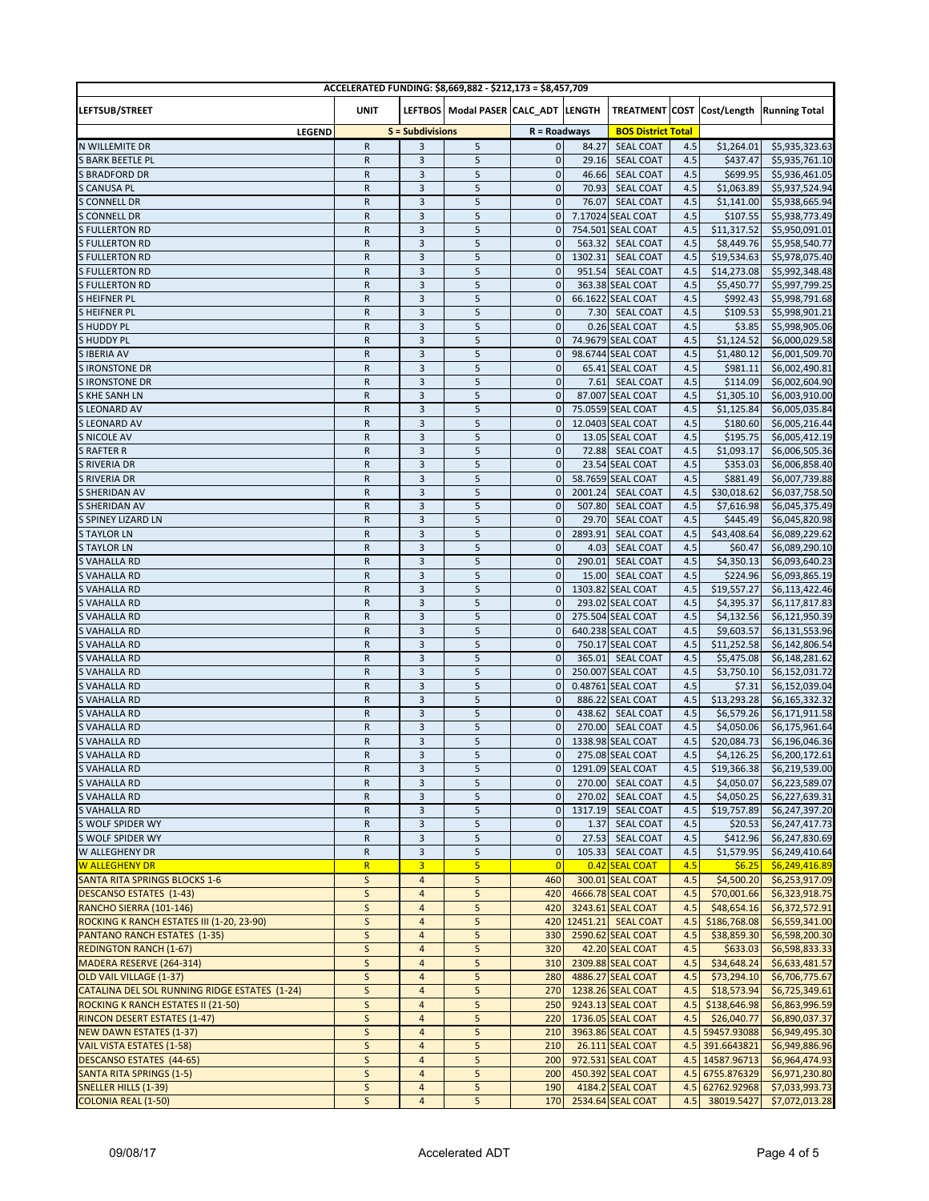| ACCELERATED FUNDING: $8,669,882 - $212,173 = $8,457,709 | | | | | | | | | |
|---|---|---|---|---|---|---|---|---|---|
| LEFTSUB/STREET | UNIT | LEFTBOS | Modal PASER | CALC_ADT | LENGTH | TREATMENT | COST | Cost/Length | Running Total |
| LEGEND | S = Subdivisions | | | R = Roadways | | BOS District Total | | | |
| N WILLEMITE DR | R | 3 | 5 | 0 | 84.27 | SEAL COAT | 4.5 | $1,264.01 | $5,935,323.63 |
| S BARK BEETLE PL | R | 3 | 5 | 0 | 29.16 | SEAL COAT | 4.5 | $437.47 | $5,935,761.10 |
| S BRADFORD DR | R | 3 | 5 | 0 | 46.66 | SEAL COAT | 4.5 | $699.95 | $5,936,461.05 |
| S CANUSA PL | R | 3 | 5 | 0 | 70.93 | SEAL COAT | 4.5 | $1,063.89 | $5,937,524.94 |
| S CONNELL DR | R | 3 | 5 | 0 | 76.07 | SEAL COAT | 4.5 | $1,141.00 | $5,938,665.94 |
| S CONNELL DR | R | 3 | 5 | 0 | 7.17024 | SEAL COAT | 4.5 | $107.55 | $5,938,773.49 |
| S FULLERTON RD | R | 3 | 5 | 0 | 754.501 | SEAL COAT | 4.5 | $11,317.52 | $5,950,091.01 |
| S FULLERTON RD | R | 3 | 5 | 0 | 563.32 | SEAL COAT | 4.5 | $8,449.76 | $5,958,540.77 |
| S FULLERTON RD | R | 3 | 5 | 0 | 1302.31 | SEAL COAT | 4.5 | $19,534.63 | $5,978,075.40 |
| S FULLERTON RD | R | 3 | 5 | 0 | 951.54 | SEAL COAT | 4.5 | $14,273.08 | $5,992,348.48 |
| S FULLERTON RD | R | 3 | 5 | 0 | 363.38 | SEAL COAT | 4.5 | $5,450.77 | $5,997,799.25 |
| S HEIFNER PL | R | 3 | 5 | 0 | 66.1622 | SEAL COAT | 4.5 | $992.43 | $5,998,791.68 |
| S HEIFNER PL | R | 3 | 5 | 0 | 7.30 | SEAL COAT | 4.5 | $109.53 | $5,998,901.21 |
| S HUDDY PL | R | 3 | 5 | 0 | 0.26 | SEAL COAT | 4.5 | $3.85 | $5,998,905.06 |
| S HUDDY PL | R | 3 | 5 | 0 | 74.9679 | SEAL COAT | 4.5 | $1,124.52 | $6,000,029.58 |
| S IBERIA AV | R | 3 | 5 | 0 | 98.6744 | SEAL COAT | 4.5 | $1,480.12 | $6,001,509.70 |
| S IRONSTONE DR | R | 3 | 5 | 0 | 65.41 | SEAL COAT | 4.5 | $981.11 | $6,002,490.81 |
| S IRONSTONE DR | R | 3 | 5 | 0 | 7.61 | SEAL COAT | 4.5 | $114.09 | $6,002,604.90 |
| S KHE SANH LN | R | 3 | 5 | 0 | 87.007 | SEAL COAT | 4.5 | $1,305.10 | $6,003,910.00 |
| S LEONARD AV | R | 3 | 5 | 0 | 75.0559 | SEAL COAT | 4.5 | $1,125.84 | $6,005,035.84 |
| S LEONARD AV | R | 3 | 5 | 0 | 12.0403 | SEAL COAT | 4.5 | $180.60 | $6,005,216.44 |
| S NICOLE AV | R | 3 | 5 | 0 | 13.05 | SEAL COAT | 4.5 | $195.75 | $6,005,412.19 |
| S RAFTER R | R | 3 | 5 | 0 | 72.88 | SEAL COAT | 4.5 | $1,093.17 | $6,006,505.36 |
| S RIVERIA DR | R | 3 | 5 | 0 | 23.54 | SEAL COAT | 4.5 | $353.03 | $6,006,858.40 |
| S RIVERIA DR | R | 3 | 5 | 0 | 58.7659 | SEAL COAT | 4.5 | $881.49 | $6,007,739.88 |
| S SHERIDAN AV | R | 3 | 5 | 0 | 2001.24 | SEAL COAT | 4.5 | $30,018.62 | $6,037,758.50 |
| S SHERIDAN AV | R | 3 | 5 | 0 | 507.80 | SEAL COAT | 4.5 | $7,616.98 | $6,045,375.49 |
| S SPINEY LIZARD LN | R | 3 | 5 | 0 | 29.70 | SEAL COAT | 4.5 | $445.49 | $6,045,820.98 |
| S TAYLOR LN | R | 3 | 5 | 0 | 2893.91 | SEAL COAT | 4.5 | $43,408.64 | $6,089,229.62 |
| S TAYLOR LN | R | 3 | 5 | 0 | 4.03 | SEAL COAT | 4.5 | $60.47 | $6,089,290.10 |
| S VAHALLA RD | R | 3 | 5 | 0 | 290.01 | SEAL COAT | 4.5 | $4,350.13 | $6,093,640.23 |
| S VAHALLA RD | R | 3 | 5 | 0 | 15.00 | SEAL COAT | 4.5 | $224.96 | $6,093,865.19 |
| S VAHALLA RD | R | 3 | 5 | 0 | 1303.82 | SEAL COAT | 4.5 | $19,557.27 | $6,113,422.46 |
| S VAHALLA RD | R | 3 | 5 | 0 | 293.02 | SEAL COAT | 4.5 | $4,395.37 | $6,117,817.83 |
| S VAHALLA RD | R | 3 | 5 | 0 | 275.504 | SEAL COAT | 4.5 | $4,132.56 | $6,121,950.39 |
| S VAHALLA RD | R | 3 | 5 | 0 | 640.238 | SEAL COAT | 4.5 | $9,603.57 | $6,131,553.96 |
| S VAHALLA RD | R | 3 | 5 | 0 | 750.17 | SEAL COAT | 4.5 | $11,252.58 | $6,142,806.54 |
| S VAHALLA RD | R | 3 | 5 | 0 | 365.01 | SEAL COAT | 4.5 | $5,475.08 | $6,148,281.62 |
| S VAHALLA RD | R | 3 | 5 | 0 | 250.007 | SEAL COAT | 4.5 | $3,750.10 | $6,152,031.72 |
| S VAHALLA RD | R | 3 | 5 | 0 | 0.48761 | SEAL COAT | 4.5 | $7.31 | $6,152,039.04 |
| S VAHALLA RD | R | 3 | 5 | 0 | 886.22 | SEAL COAT | 4.5 | $13,293.28 | $6,165,332.32 |
| S VAHALLA RD | R | 3 | 5 | 0 | 438.62 | SEAL COAT | 4.5 | $6,579.26 | $6,171,911.58 |
| S VAHALLA RD | R | 3 | 5 | 0 | 270.00 | SEAL COAT | 4.5 | $4,050.06 | $6,175,961.64 |
| S VAHALLA RD | R | 3 | 5 | 0 | 1338.98 | SEAL COAT | 4.5 | $20,084.73 | $6,196,046.36 |
| S VAHALLA RD | R | 3 | 5 | 0 | 275.08 | SEAL COAT | 4.5 | $4,126.25 | $6,200,172.61 |
| S VAHALLA RD | R | 3 | 5 | 0 | 1291.09 | SEAL COAT | 4.5 | $19,366.38 | $6,219,539.00 |
| S VAHALLA RD | R | 3 | 5 | 0 | 270.00 | SEAL COAT | 4.5 | $4,050.07 | $6,223,589.07 |
| S VAHALLA RD | R | 3 | 5 | 0 | 270.02 | SEAL COAT | 4.5 | $4,050.25 | $6,227,639.31 |
| S VAHALLA RD | R | 3 | 5 | 0 | 1317.19 | SEAL COAT | 4.5 | $19,757.89 | $6,247,397.20 |
| S WOLF SPIDER WY | R | 3 | 5 | 0 | 1.37 | SEAL COAT | 4.5 | $20.53 | $6,247,417.73 |
| S WOLF SPIDER WY | R | 3 | 5 | 0 | 27.53 | SEAL COAT | 4.5 | $412.96 | $6,247,830.69 |
| W ALLEGHENY DR | R | 3 | 5 | 0 | 105.33 | SEAL COAT | 4.5 | $1,579.95 | $6,249,410.64 |
| W ALLEGHENY DR | R | 3 | 5 | 0 | 0.42 | SEAL COAT | 4.5 | $6.25 | $6,249,416.89 |
| SANTA RITA SPRINGS BLOCKS 1-6 | S | 4 | 5 | 460 | 300.01 | SEAL COAT | 4.5 | $4,500.20 | $6,253,917.09 |
| DESCANSO ESTATES (1-43) | S | 4 | 5 | 420 | 4666.78 | SEAL COAT | 4.5 | $70,001.66 | $6,323,918.75 |
| RANCHO SIERRA (101-146) | S | 4 | 5 | 420 | 3243.61 | SEAL COAT | 4.5 | $48,654.16 | $6,372,572.91 |
| ROCKING K RANCH ESTATES III (1-20, 23-90) | S | 4 | 5 | 420 | 12451.21 | SEAL COAT | 4.5 | $186,768.08 | $6,559,341.00 |
| PANTANO RANCH ESTATES (1-35) | S | 4 | 5 | 330 | 2590.62 | SEAL COAT | 4.5 | $38,859.30 | $6,598,200.30 |
| REDINGTON RANCH (1-67) | S | 4 | 5 | 320 | 42.20 | SEAL COAT | 4.5 | $633.03 | $6,598,833.33 |
| MADERA RESERVE (264-314) | S | 4 | 5 | 310 | 2309.88 | SEAL COAT | 4.5 | $34,648.24 | $6,633,481.57 |
| OLD VAIL VILLAGE (1-37) | S | 4 | 5 | 280 | 4886.27 | SEAL COAT | 4.5 | $73,294.10 | $6,706,775.67 |
| CATALINA DEL SOL RUNNING RIDGE ESTATES (1-24) | S | 4 | 5 | 270 | 1238.26 | SEAL COAT | 4.5 | $18,573.94 | $6,725,349.61 |
| ROCKING K RANCH ESTATES II (21-50) | S | 4 | 5 | 250 | 9243.13 | SEAL COAT | 4.5 | $138,646.98 | $6,863,996.59 |
| RINCON DESERT ESTATES (1-47) | S | 4 | 5 | 220 | 1736.05 | SEAL COAT | 4.5 | $26,040.77 | $6,890,037.37 |
| NEW DAWN ESTATES (1-37) | S | 4 | 5 | 210 | 3963.86 | SEAL COAT | 4.5 | 59457.93088 | $6,949,495.30 |
| VAIL VISTA ESTATES (1-58) | S | 4 | 5 | 210 | 26.111 | SEAL COAT | 4.5 | 391.6643821 | $6,949,886.96 |
| DESCANSO ESTATES (44-65) | S | 4 | 5 | 200 | 972.531 | SEAL COAT | 4.5 | 14587.96713 | $6,964,474.93 |
| SANTA RITA SPRINGS (1-5) | S | 4 | 5 | 200 | 450.392 | SEAL COAT | 4.5 | 6755.876329 | $6,971,230.80 |
| SNELLER HILLS (1-39) | S | 4 | 5 | 190 | 4184.2 | SEAL COAT | 4.5 | 62762.92968 | $7,033,993.73 |
| COLONIA REAL (1-50) | S | 4 | 5 | 170 | 2534.64 | SEAL COAT | 4.5 | 38019.5427 | $7,072,013.28 |

09/08/17 Accelerated ADT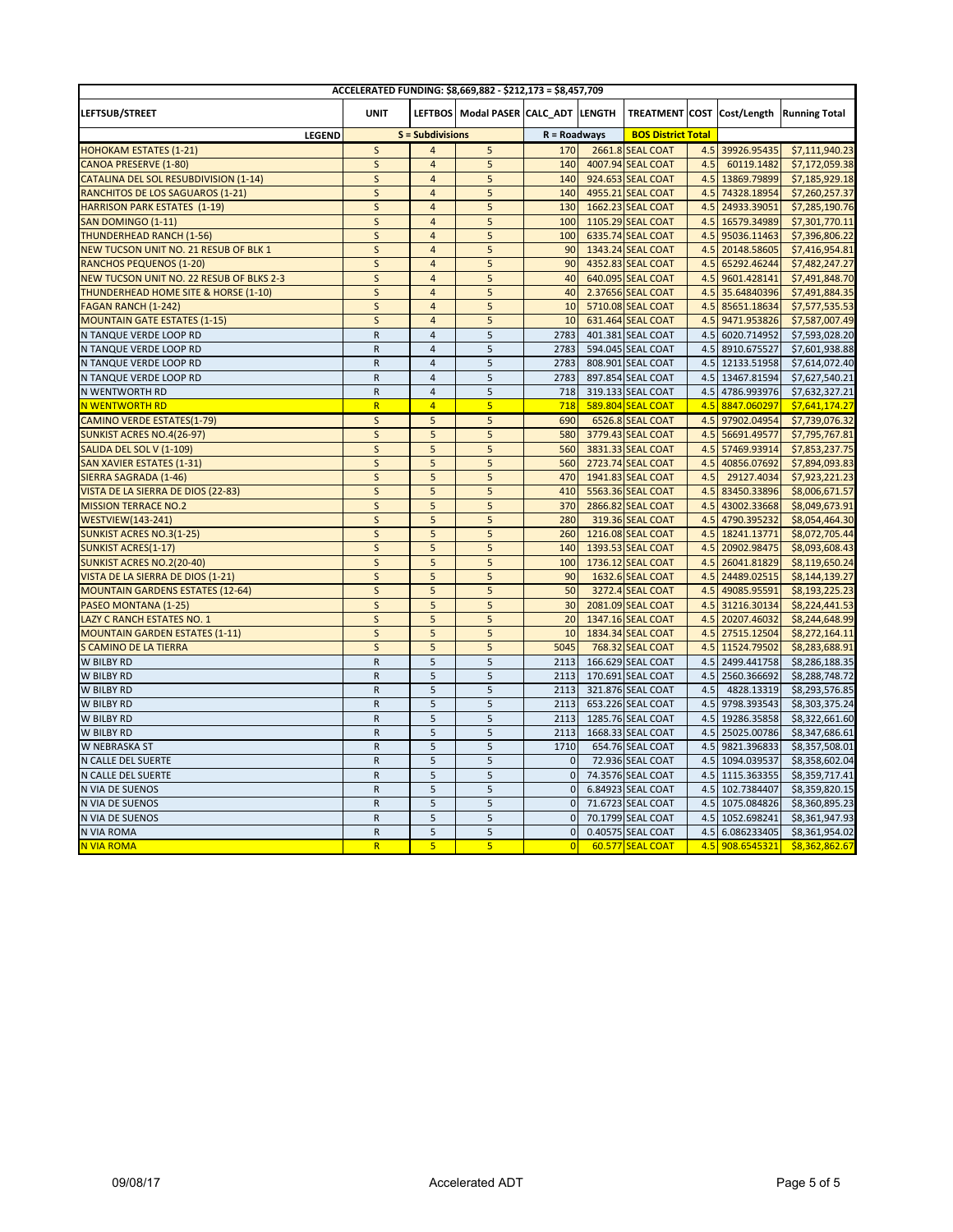| ACCELERATED FUNDING: $8,669,882 - $212,173 = $8,457,709 | | | | | | | | | |
|---|---|---|---|---|---|---|---|---|---|
| LEFTSUB/STREET | UNIT | LEFTBOS | Modal PASER | CALC_ADT | LENGTH | TREATMENT | COST | Cost/Length | Running Total |
| LEGEND | S = Subdivisions | | | R = Roadways | | BOS District Total | | | |
| HOHOKAM ESTATES (1-21) | S | 4 | 5 | 170 | 2661.8 | SEAL COAT | 4.5 | 39926.95435 | $7,111,940.23 |
| CANOA PRESERVE (1-80) | S | 4 | 5 | 140 | 4007.94 | SEAL COAT | 4.5 | 60119.1482 | $7,172,059.38 |
| CATALINA DEL SOL RESUBDIVISION (1-14) | S | 4 | 5 | 140 | 924.653 | SEAL COAT | 4.5 | 13869.79899 | $7,185,929.18 |
| RANCHITOS DE LOS SAGUAROS (1-21) | S | 4 | 5 | 140 | 4955.21 | SEAL COAT | 4.5 | 74328.18954 | $7,260,257.37 |
| HARRISON PARK ESTATES (1-19) | S | 4 | 5 | 130 | 1662.23 | SEAL COAT | 4.5 | 24933.39051 | $7,285,190.76 |
| SAN DOMINGO (1-11) | S | 4 | 5 | 100 | 1105.29 | SEAL COAT | 4.5 | 16579.34989 | $7,301,770.11 |
| THUNDERHEAD RANCH (1-56) | S | 4 | 5 | 100 | 6335.74 | SEAL COAT | 4.5 | 95036.11463 | $7,396,806.22 |
| NEW TUCSON UNIT NO. 21 RESUB OF BLK 1 | S | 4 | 5 | 90 | 1343.24 | SEAL COAT | 4.5 | 20148.58605 | $7,416,954.81 |
| RANCHOS PEQUENOS (1-20) | S | 4 | 5 | 90 | 4352.83 | SEAL COAT | 4.5 | 65292.46244 | $7,482,247.27 |
| NEW TUCSON UNIT NO. 22 RESUB OF BLKS 2-3 | S | 4 | 5 | 40 | 640.095 | SEAL COAT | 4.5 | 9601.428141 | $7,491,848.70 |
| THUNDERHEAD HOME SITE & HORSE (1-10) | S | 4 | 5 | 40 | 2.37656 | SEAL COAT | 4.5 | 35.64840396 | $7,491,884.35 |
| FAGAN RANCH (1-242) | S | 4 | 5 | 10 | 5710.08 | SEAL COAT | 4.5 | 85651.18634 | $7,577,535.53 |
| MOUNTAIN GATE ESTATES (1-15) | S | 4 | 5 | 10 | 631.464 | SEAL COAT | 4.5 | 9471.953826 | $7,587,007.49 |
| N TANQUE VERDE LOOP RD | R | 4 | 5 | 2783 | 401.381 | SEAL COAT | 4.5 | 6020.714952 | $7,593,028.20 |
| N TANQUE VERDE LOOP RD | R | 4 | 5 | 2783 | 594.045 | SEAL COAT | 4.5 | 8910.675527 | $7,601,938.88 |
| N TANQUE VERDE LOOP RD | R | 4 | 5 | 2783 | 808.901 | SEAL COAT | 4.5 | 12133.51958 | $7,614,072.40 |
| N TANQUE VERDE LOOP RD | R | 4 | 5 | 2783 | 897.854 | SEAL COAT | 4.5 | 13467.81594 | $7,627,540.21 |
| N WENTWORTH RD | R | 4 | 5 | 718 | 319.133 | SEAL COAT | 4.5 | 4786.993976 | $7,632,327.21 |
| N WENTWORTH RD | R | 4 | 5 | 718 | 589.804 | SEAL COAT | 4.5 | 8847.060297 | $7,641,174.27 |
| CAMINO VERDE ESTATES(1-79) | S | 5 | 5 | 690 | 6526.8 | SEAL COAT | 4.5 | 97902.04954 | $7,739,076.32 |
| SUNKIST ACRES NO.4(26-97) | S | 5 | 5 | 580 | 3779.43 | SEAL COAT | 4.5 | 56691.49577 | $7,795,767.81 |
| SALIDA DEL SOL V (1-109) | S | 5 | 5 | 560 | 3831.33 | SEAL COAT | 4.5 | 57469.93914 | $7,853,237.75 |
| SAN XAVIER ESTATES (1-31) | S | 5 | 5 | 560 | 2723.74 | SEAL COAT | 4.5 | 40856.07692 | $7,894,093.83 |
| SIERRA SAGRADA (1-46) | S | 5 | 5 | 470 | 1941.83 | SEAL COAT | 4.5 | 29127.4034 | $7,923,221.23 |
| VISTA DE LA SIERRA DE DIOS (22-83) | S | 5 | 5 | 410 | 5563.36 | SEAL COAT | 4.5 | 83450.33896 | $8,006,671.57 |
| MISSION TERRACE NO.2 | S | 5 | 5 | 370 | 2866.82 | SEAL COAT | 4.5 | 43002.33668 | $8,049,673.91 |
| WESTVIEW(143-241) | S | 5 | 5 | 280 | 319.36 | SEAL COAT | 4.5 | 4790.395232 | $8,054,464.30 |
| SUNKIST ACRES NO.3(1-25) | S | 5 | 5 | 260 | 1216.08 | SEAL COAT | 4.5 | 18241.13771 | $8,072,705.44 |
| SUNKIST ACRES(1-17) | S | 5 | 5 | 140 | 1393.53 | SEAL COAT | 4.5 | 20902.98475 | $8,093,608.43 |
| SUNKIST ACRES NO.2(20-40) | S | 5 | 5 | 100 | 1736.12 | SEAL COAT | 4.5 | 26041.81829 | $8,119,650.24 |
| VISTA DE LA SIERRA DE DIOS (1-21) | S | 5 | 5 | 90 | 1632.6 | SEAL COAT | 4.5 | 24489.02515 | $8,144,139.27 |
| MOUNTAIN GARDENS ESTATES (12-64) | S | 5 | 5 | 50 | 3272.4 | SEAL COAT | 4.5 | 49085.95591 | $8,193,225.23 |
| PASEO MONTANA (1-25) | S | 5 | 5 | 30 | 2081.09 | SEAL COAT | 4.5 | 31216.30134 | $8,224,441.53 |
| LAZY C RANCH ESTATES NO. 1 | S | 5 | 5 | 20 | 1347.16 | SEAL COAT | 4.5 | 20207.46032 | $8,244,648.99 |
| MOUNTAIN GARDEN ESTATES (1-11) | S | 5 | 5 | 10 | 1834.34 | SEAL COAT | 4.5 | 27515.12504 | $8,272,164.11 |
| S CAMINO DE LA TIERRA | S | 5 | 5 | 5045 | 768.32 | SEAL COAT | 4.5 | 11524.79502 | $8,283,688.91 |
| W BILBY RD | R | 5 | 5 | 2113 | 166.629 | SEAL COAT | 4.5 | 2499.441758 | $8,286,188.35 |
| W BILBY RD | R | 5 | 5 | 2113 | 170.691 | SEAL COAT | 4.5 | 2560.366692 | $8,288,748.72 |
| W BILBY RD | R | 5 | 5 | 2113 | 321.876 | SEAL COAT | 4.5 | 4828.13319 | $8,293,576.85 |
| W BILBY RD | R | 5 | 5 | 2113 | 653.226 | SEAL COAT | 4.5 | 9798.393543 | $8,303,375.24 |
| W BILBY RD | R | 5 | 5 | 2113 | 1285.76 | SEAL COAT | 4.5 | 19286.35858 | $8,322,661.60 |
| W BILBY RD | R | 5 | 5 | 2113 | 1668.33 | SEAL COAT | 4.5 | 25025.00786 | $8,347,686.61 |
| W NEBRASKA ST | R | 5 | 5 | 1710 | 654.76 | SEAL COAT | 4.5 | 9821.396833 | $8,357,508.01 |
| N CALLE DEL SUERTE | R | 5 | 5 | 0 | 72.936 | SEAL COAT | 4.5 | 1094.039537 | $8,358,602.04 |
| N CALLE DEL SUERTE | R | 5 | 5 | 0 | 74.3576 | SEAL COAT | 4.5 | 1115.363355 | $8,359,717.41 |
| N VIA DE SUENOS | R | 5 | 5 | 0 | 6.84923 | SEAL COAT | 4.5 | 102.7384407 | $8,359,820.15 |
| N VIA DE SUENOS | R | 5 | 5 | 0 | 71.6723 | SEAL COAT | 4.5 | 1075.084826 | $8,360,895.23 |
| N VIA DE SUENOS | R | 5 | 5 | 0 | 70.1799 | SEAL COAT | 4.5 | 1052.698241 | $8,361,947.93 |
| N VIA ROMA | R | 5 | 5 | 0 | 0.40575 | SEAL COAT | 4.5 | 6.086233405 | $8,361,954.02 |
| N VIA ROMA | R | 5 | 5 | 0 | 60.577 | SEAL COAT | 4.5 | 908.6545321 | $8,362,862.67 |

09/08/17 Accelerated ADT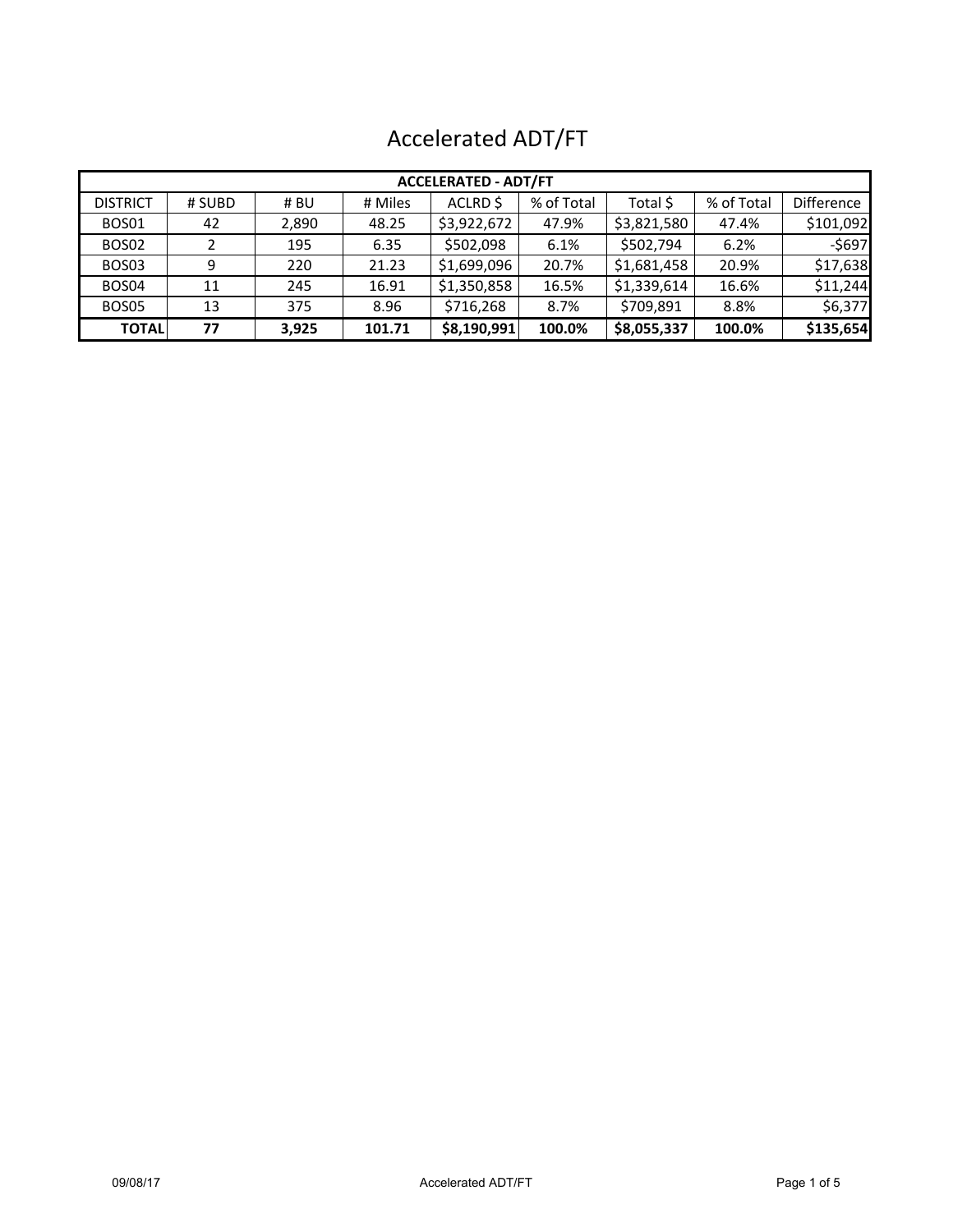# Accelerated ADT/FT

| ACCELERATED - ADT/FT | | | | | | | | |
|---|---|---|---|---|---|---|---|---|
| DISTRICT | # SUBD | # BU | # Miles | ACLRD $ | % of Total | Total $ | % of Total | Difference |
| BOS01 | 42 | 2,890 | 48.25 | $3,922,672 | 47.9% | $3,821,580 | 47.4% | $101,092 |
| BOS02 | 2 | 195 | 6.35 | $502,098 | 6.1% | $502,794 | 6.2% | -$697 |
| BOS03 | 9 | 220 | 21.23 | $1,699,096 | 20.7% | $1,681,458 | 20.9% | $17,638 |
| BOS04 | 11 | 245 | 16.91 | $1,350,858 | 16.5% | $1,339,614 | 16.6% | $11,244 |
| BOS05 | 13 | 375 | 8.96 | $716,268 | 8.7% | $709,891 | 8.8% | $6,377 |
| **TOTAL** | **77** | **3,925** | **101.71** | **$8,190,991** | **100.0%** | **$8,055,337** | **100.0%** | **$135,654** |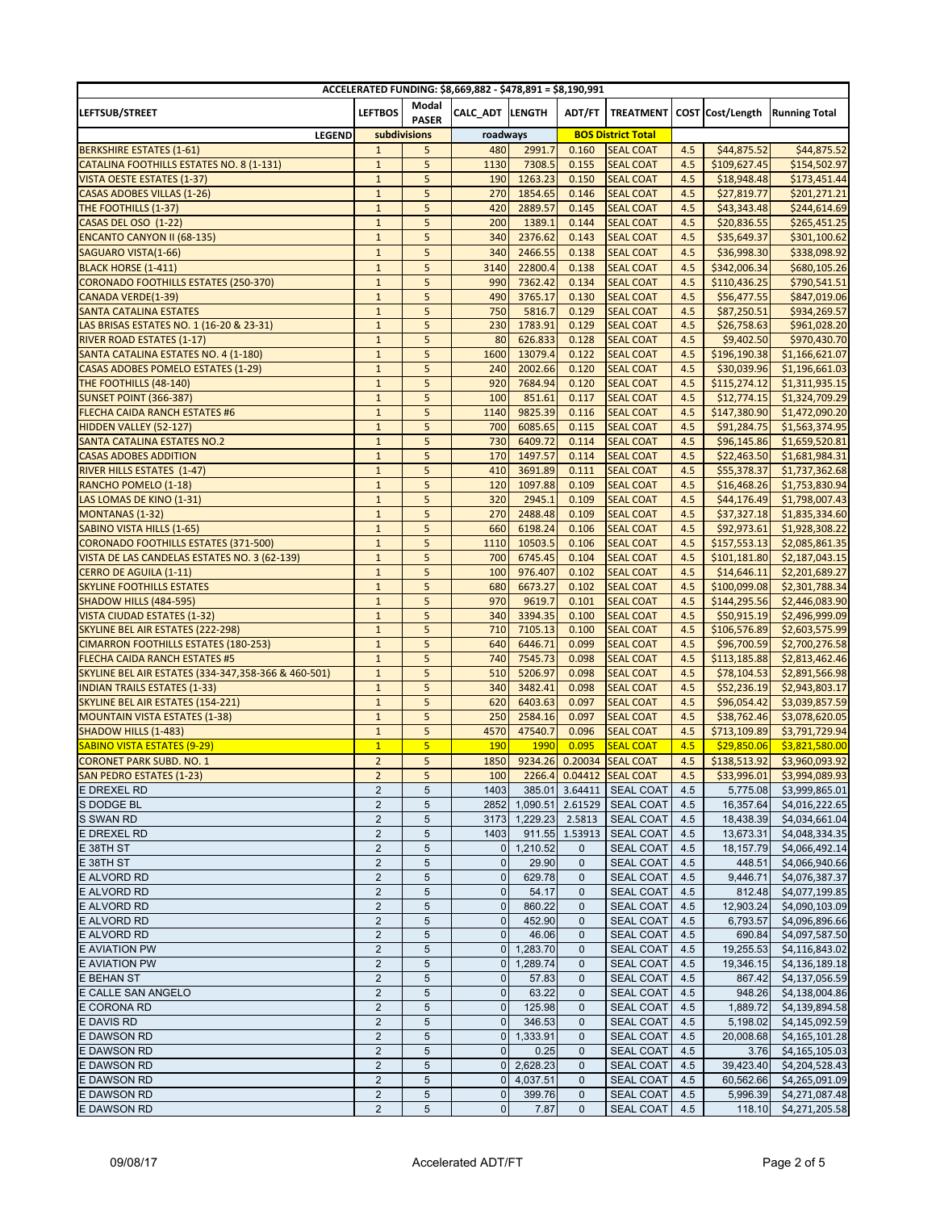| ACCELERATED FUNDING: $8,669,882 - $478,891 = $8,190,991 | | | | | | | | | |
|---|---|---|---|---|---|---|---|---|---|
| LEFTSUB/STREET | LEFTBOS | Modal PASER | CALC_ADT | LENGTH | ADT/FT | TREATMENT | COST | Cost/Length | Running Total |
| LEGEND | subdivisions | | roadways | | BOS District Total | | | | |
| BERKSHIRE ESTATES (1-61) | 1 | 5 | 480 | 2991.7 | 0.160 | SEAL COAT | 4.5 | $44,875.52 | $44,875.52 |
| CATALINA FOOTHILLS ESTATES NO. 8 (1-131) | 1 | 5 | 1130 | 7308.5 | 0.155 | SEAL COAT | 4.5 | $109,627.45 | $154,502.97 |
| VISTA OESTE ESTATES (1-37) | 1 | 5 | 190 | 1263.23 | 0.150 | SEAL COAT | 4.5 | $18,948.48 | $173,451.44 |
| CASAS ADOBES VILLAS (1-26) | 1 | 5 | 270 | 1854.65 | 0.146 | SEAL COAT | 4.5 | $27,819.77 | $201,271.21 |
| THE FOOTHILLS (1-37) | 1 | 5 | 420 | 2889.57 | 0.145 | SEAL COAT | 4.5 | $43,343.48 | $244,614.69 |
| CASAS DEL OSO (1-22) | 1 | 5 | 200 | 1389.1 | 0.144 | SEAL COAT | 4.5 | $20,836.55 | $265,451.25 |
| ENCANTO CANYON II (68-135) | 1 | 5 | 340 | 2376.62 | 0.143 | SEAL COAT | 4.5 | $35,649.37 | $301,100.62 |
| SAGUARO VISTA(1-66) | 1 | 5 | 340 | 2466.55 | 0.138 | SEAL COAT | 4.5 | $36,998.30 | $338,098.92 |
| BLACK HORSE (1-411) | 1 | 5 | 3140 | 22800.4 | 0.138 | SEAL COAT | 4.5 | $342,006.34 | $680,105.26 |
| CORONADO FOOTHILLS ESTATES (250-370) | 1 | 5 | 990 | 7362.42 | 0.134 | SEAL COAT | 4.5 | $110,436.25 | $790,541.51 |
| CANADA VERDE(1-39) | 1 | 5 | 490 | 3765.17 | 0.130 | SEAL COAT | 4.5 | $56,477.55 | $847,019.06 |
| SANTA CATALINA ESTATES | 1 | 5 | 750 | 5816.7 | 0.129 | SEAL COAT | 4.5 | $87,250.51 | $934,269.57 |
| LAS BRISAS ESTATES NO. 1 (16-20 & 23-31) | 1 | 5 | 230 | 1783.91 | 0.129 | SEAL COAT | 4.5 | $26,758.63 | $961,028.20 |
| RIVER ROAD ESTATES (1-17) | 1 | 5 | 80 | 626.833 | 0.128 | SEAL COAT | 4.5 | $9,402.50 | $970,430.70 |
| SANTA CATALINA ESTATES NO. 4 (1-180) | 1 | 5 | 1600 | 13079.4 | 0.122 | SEAL COAT | 4.5 | $196,190.38 | $1,166,621.07 |
| CASAS ADOBES POMELO ESTATES (1-29) | 1 | 5 | 240 | 2002.66 | 0.120 | SEAL COAT | 4.5 | $30,039.96 | $1,196,661.03 |
| THE FOOTHILLS (48-140) | 1 | 5 | 920 | 7684.94 | 0.120 | SEAL COAT | 4.5 | $115,274.12 | $1,311,935.15 |
| SUNSET POINT (366-387) | 1 | 5 | 100 | 851.61 | 0.117 | SEAL COAT | 4.5 | $12,774.15 | $1,324,709.29 |
| FLECHA CAIDA RANCH ESTATES #6 | 1 | 5 | 1140 | 9825.39 | 0.116 | SEAL COAT | 4.5 | $147,380.90 | $1,472,090.20 |
| HIDDEN VALLEY (52-127) | 1 | 5 | 700 | 6085.65 | 0.115 | SEAL COAT | 4.5 | $91,284.75 | $1,563,374.95 |
| SANTA CATALINA ESTATES NO.2 | 1 | 5 | 730 | 6409.72 | 0.114 | SEAL COAT | 4.5 | $96,145.86 | $1,659,520.81 |
| CASAS ADOBES ADDITION | 1 | 5 | 170 | 1497.57 | 0.114 | SEAL COAT | 4.5 | $22,463.50 | $1,681,984.31 |
| RIVER HILLS ESTATES (1-47) | 1 | 5 | 410 | 3691.89 | 0.111 | SEAL COAT | 4.5 | $55,378.37 | $1,737,362.68 |
| RANCHO POMELO (1-18) | 1 | 5 | 120 | 1097.88 | 0.109 | SEAL COAT | 4.5 | $16,468.26 | $1,753,830.94 |
| LAS LOMAS DE KINO (1-31) | 1 | 5 | 320 | 2945.1 | 0.109 | SEAL COAT | 4.5 | $44,176.49 | $1,798,007.43 |
| MONTANAS (1-32) | 1 | 5 | 270 | 2488.48 | 0.109 | SEAL COAT | 4.5 | $37,327.18 | $1,835,334.60 |
| SABINO VISTA HILLS (1-65) | 1 | 5 | 660 | 6198.24 | 0.106 | SEAL COAT | 4.5 | $92,973.61 | $1,928,308.22 |
| CORONADO FOOTHILLS ESTATES (371-500) | 1 | 5 | 1110 | 10503.5 | 0.106 | SEAL COAT | 4.5 | $157,553.13 | $2,085,861.35 |
| VISTA DE LAS CANDELAS ESTATES NO. 3 (62-139) | 1 | 5 | 700 | 6745.45 | 0.104 | SEAL COAT | 4.5 | $101,181.80 | $2,187,043.15 |
| CERRO DE AGUILA (1-11) | 1 | 5 | 100 | 976.407 | 0.102 | SEAL COAT | 4.5 | $14,646.11 | $2,201,689.27 |
| SKYLINE FOOTHILLS ESTATES | 1 | 5 | 680 | 6673.27 | 0.102 | SEAL COAT | 4.5 | $100,099.08 | $2,301,788.34 |
| SHADOW HILLS (484-595) | 1 | 5 | 970 | 9619.7 | 0.101 | SEAL COAT | 4.5 | $144,295.56 | $2,446,083.90 |
| VISTA CIUDAD ESTATES (1-32) | 1 | 5 | 340 | 3394.35 | 0.100 | SEAL COAT | 4.5 | $50,915.19 | $2,496,999.09 |
| SKYLINE BEL AIR ESTATES (222-298) | 1 | 5 | 710 | 7105.13 | 0.100 | SEAL COAT | 4.5 | $106,576.89 | $2,603,575.99 |
| CIMARRON FOOTHILLS ESTATES (180-253) | 1 | 5 | 640 | 6446.71 | 0.099 | SEAL COAT | 4.5 | $96,700.59 | $2,700,276.58 |
| FLECHA CAIDA RANCH ESTATES #5 | 1 | 5 | 740 | 7545.73 | 0.098 | SEAL COAT | 4.5 | $113,185.88 | $2,813,462.46 |
| SKYLINE BEL AIR ESTATES (334-347,358-366 & 460-501) | 1 | 5 | 510 | 5206.97 | 0.098 | SEAL COAT | 4.5 | $78,104.53 | $2,891,566.98 |
| INDIAN TRAILS ESTATES (1-33) | 1 | 5 | 340 | 3482.41 | 0.098 | SEAL COAT | 4.5 | $52,236.19 | $2,943,803.17 |
| SKYLINE BEL AIR ESTATES (154-221) | 1 | 5 | 620 | 6403.63 | 0.097 | SEAL COAT | 4.5 | $96,054.42 | $3,039,857.59 |
| MOUNTAIN VISTA ESTATES (1-38) | 1 | 5 | 250 | 2584.16 | 0.097 | SEAL COAT | 4.5 | $38,762.46 | $3,078,620.05 |
| SHADOW HILLS (1-483) | 1 | 5 | 4570 | 47540.7 | 0.096 | SEAL COAT | 4.5 | $713,109.89 | $3,791,729.94 |
| SABINO VISTA ESTATES (9-29) | 1 | 5 | 190 | 1990 | 0.095 | SEAL COAT | 4.5 | $29,850.06 | $3,821,580.00 |
| CORONET PARK SUBD. NO. 1 | 2 | 5 | 1850 | 9234.26 | 0.20034 | SEAL COAT | 4.5 | $138,513.92 | $3,960,093.92 |
| SAN PEDRO ESTATES (1-23) | 2 | 5 | 100 | 2266.4 | 0.04412 | SEAL COAT | 4.5 | $33,996.01 | $3,994,089.93 |
| E DREXEL RD | 2 | 5 | 1403 | 385.01 | 3.64411 | SEAL COAT | 4.5 | 5,775.08 | $3,999,865.01 |
| S DODGE BL | 2 | 5 | 2852 | 1,090.51 | 2.61529 | SEAL COAT | 4.5 | 16,357.64 | $4,016,222.65 |
| S SWAN RD | 2 | 5 | 3173 | 1,229.23 | 2.5813 | SEAL COAT | 4.5 | 18,438.39 | $4,034,661.04 |
| E DREXEL RD | 2 | 5 | 1403 | 911.55 | 1.53913 | SEAL COAT | 4.5 | 13,673.31 | $4,048,334.35 |
| E 38TH ST | 2 | 5 | 0 | 1,210.52 | 0 | SEAL COAT | 4.5 | 18,157.79 | $4,066,492.14 |
| E 38TH ST | 2 | 5 | 0 | 29.90 | 0 | SEAL COAT | 4.5 | 448.51 | $4,066,940.66 |
| E ALVORD RD | 2 | 5 | 0 | 629.78 | 0 | SEAL COAT | 4.5 | 9,446.71 | $4,076,387.37 |
| E ALVORD RD | 2 | 5 | 0 | 54.17 | 0 | SEAL COAT | 4.5 | 812.48 | $4,077,199.85 |
| E ALVORD RD | 2 | 5 | 0 | 860.22 | 0 | SEAL COAT | 4.5 | 12,903.24 | $4,090,103.09 |
| E ALVORD RD | 2 | 5 | 0 | 452.90 | 0 | SEAL COAT | 4.5 | 6,793.57 | $4,096,896.66 |
| E ALVORD RD | 2 | 5 | 0 | 46.06 | 0 | SEAL COAT | 4.5 | 690.84 | $4,097,587.50 |
| E AVIATION PW | 2 | 5 | 0 | 1,283.70 | 0 | SEAL COAT | 4.5 | 19,255.53 | $4,116,843.02 |
| E AVIATION PW | 2 | 5 | 0 | 1,289.74 | 0 | SEAL COAT | 4.5 | 19,346.15 | $4,136,189.18 |
| E BEHAN ST | 2 | 5 | 0 | 57.83 | 0 | SEAL COAT | 4.5 | 867.42 | $4,137,056.59 |
| E CALLE SAN ANGELO | 2 | 5 | 0 | 63.22 | 0 | SEAL COAT | 4.5 | 948.26 | $4,138,004.86 |
| E CORONA RD | 2 | 5 | 0 | 125.98 | 0 | SEAL COAT | 4.5 | 1,889.72 | $4,139,894.58 |
| E DAVIS RD | 2 | 5 | 0 | 346.53 | 0 | SEAL COAT | 4.5 | 5,198.02 | $4,145,092.59 |
| E DAWSON RD | 2 | 5 | 0 | 1,333.91 | 0 | SEAL COAT | 4.5 | 20,008.68 | $4,165,101.28 |
| E DAWSON RD | 2 | 5 | 0 | 0.25 | 0 | SEAL COAT | 4.5 | 3.76 | $4,165,105.03 |
| E DAWSON RD | 2 | 5 | 0 | 2,628.23 | 0 | SEAL COAT | 4.5 | 39,423.40 | $4,204,528.43 |
| E DAWSON RD | 2 | 5 | 0 | 4,037.51 | 0 | SEAL COAT | 4.5 | 60,562.66 | $4,265,091.09 |
| E DAWSON RD | 2 | 5 | 0 | 399.76 | 0 | SEAL COAT | 4.5 | 5,996.39 | $4,271,087.48 |
| E DAWSON RD | 2 | 5 | 0 | 7.87 | 0 | SEAL COAT | 4.5 | 118.10 | $4,271,205.58 |

09/08/17 Accelerated ADT/FT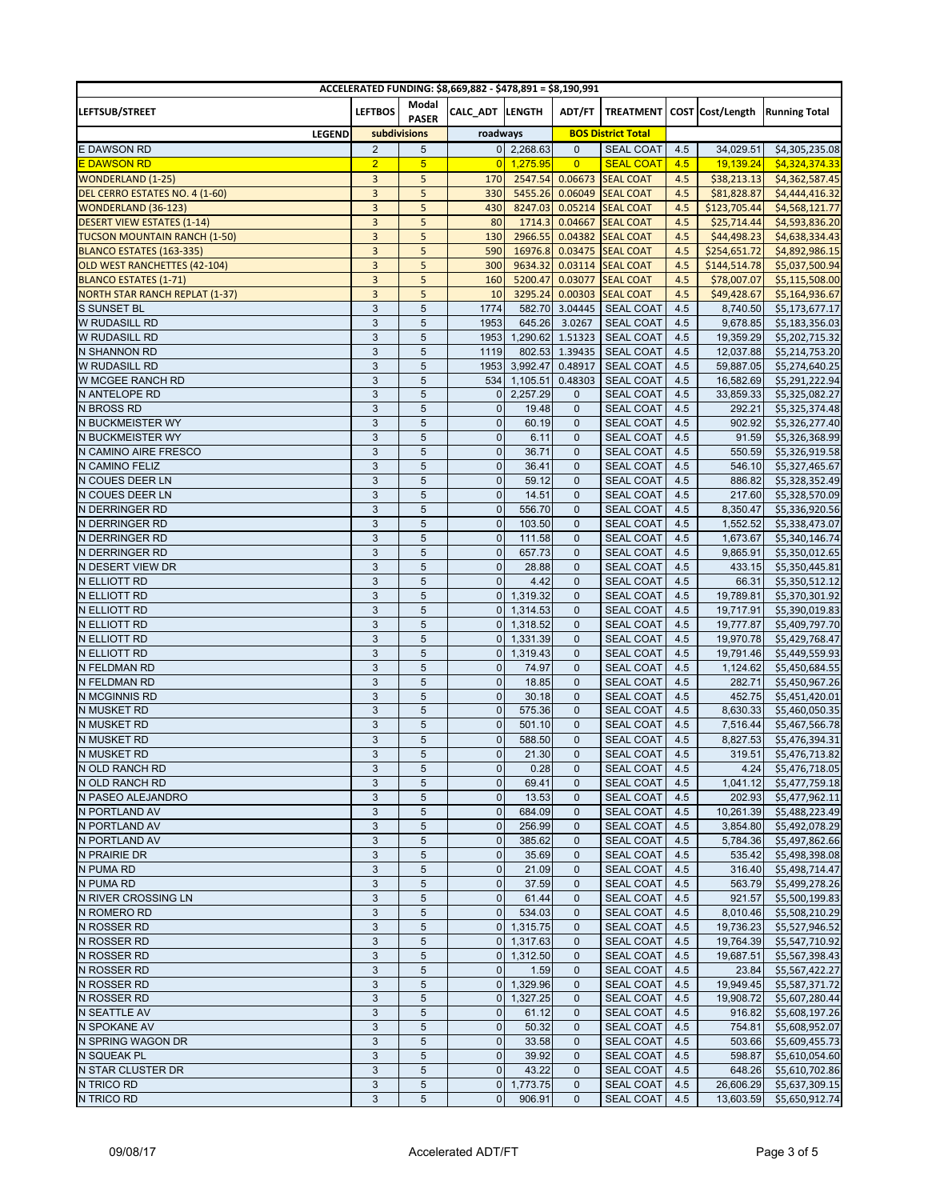| ACCELERATED FUNDING: $8,669,882 - $478,891 = $8,190,991 | | | | | | | | | |
|---|---|---|---|---|---|---|---|---|---|
| LEFTSUB/STREET | LEFTBOS | Modal PASER | CALC_ADT | LENGTH | ADT/FT | TREATMENT | COST | Cost/Length | Running Total |
| LEGEND | subdivisions | | roadways | | BOS District Total | | | | |
| E DAWSON RD | 2 | 5 | 0 | 2,268.63 | 0 | SEAL COAT | 4.5 | 34,029.51 | $4,305,235.08 |
| E DAWSON RD | 2 | 5 | 0 | 1,275.95 | 0 | SEAL COAT | 4.5 | 19,139.24 | $4,324,374.33 |
| WONDERLAND (1-25) | 3 | 5 | 170 | 2547.54 | 0.06673 | SEAL COAT | 4.5 | $38,213.13 | $4,362,587.45 |
| DEL CERRO ESTATES NO. 4 (1-60) | 3 | 5 | 330 | 5455.26 | 0.06049 | SEAL COAT | 4.5 | $81,828.87 | $4,444,416.32 |
| WONDERLAND (36-123) | 3 | 5 | 430 | 8247.03 | 0.05214 | SEAL COAT | 4.5 | $123,705.44 | $4,568,121.77 |
| DESERT VIEW ESTATES (1-14) | 3 | 5 | 80 | 1714.3 | 0.04667 | SEAL COAT | 4.5 | $25,714.44 | $4,593,836.20 |
| TUCSON MOUNTAIN RANCH (1-50) | 3 | 5 | 130 | 2966.55 | 0.04382 | SEAL COAT | 4.5 | $44,498.23 | $4,638,334.43 |
| BLANCO ESTATES (163-335) | 3 | 5 | 590 | 16976.8 | 0.03475 | SEAL COAT | 4.5 | $254,651.72 | $4,892,986.15 |
| OLD WEST RANCHETTES (42-104) | 3 | 5 | 300 | 9634.32 | 0.03114 | SEAL COAT | 4.5 | $144,514.78 | $5,037,500.94 |
| BLANCO ESTATES (1-71) | 3 | 5 | 160 | 5200.47 | 0.03077 | SEAL COAT | 4.5 | $78,007.07 | $5,115,508.00 |
| NORTH STAR RANCH REPLAT (1-37) | 3 | 5 | 10 | 3295.24 | 0.00303 | SEAL COAT | 4.5 | $49,428.67 | $5,164,936.67 |
| S SUNSET BL | 3 | 5 | 1774 | 582.70 | 3.04445 | SEAL COAT | 4.5 | 8,740.50 | $5,173,677.17 |
| W RUDASILL RD | 3 | 5 | 1953 | 645.26 | 3.0267 | SEAL COAT | 4.5 | 9,678.85 | $5,183,356.03 |
| W RUDASILL RD | 3 | 5 | 1953 | 1,290.62 | 1.51323 | SEAL COAT | 4.5 | 19,359.29 | $5,202,715.32 |
| N SHANNON RD | 3 | 5 | 1119 | 802.53 | 1.39435 | SEAL COAT | 4.5 | 12,037.88 | $5,214,753.20 |
| W RUDASILL RD | 3 | 5 | 1953 | 3,992.47 | 0.48917 | SEAL COAT | 4.5 | 59,887.05 | $5,274,640.25 |
| W MCGEE RANCH RD | 3 | 5 | 534 | 1,105.51 | 0.48303 | SEAL COAT | 4.5 | 16,582.69 | $5,291,222.94 |
| N ANTELOPE RD | 3 | 5 | 0 | 2,257.29 | 0 | SEAL COAT | 4.5 | 33,859.33 | $5,325,082.27 |
| N BROSS RD | 3 | 5 | 0 | 19.48 | 0 | SEAL COAT | 4.5 | 292.21 | $5,325,374.48 |
| N BUCKMEISTER WY | 3 | 5 | 0 | 60.19 | 0 | SEAL COAT | 4.5 | 902.92 | $5,326,277.40 |
| N BUCKMEISTER WY | 3 | 5 | 0 | 6.11 | 0 | SEAL COAT | 4.5 | 91.59 | $5,326,368.99 |
| N CAMINO AIRE FRESCO | 3 | 5 | 0 | 36.71 | 0 | SEAL COAT | 4.5 | 550.59 | $5,326,919.58 |
| N CAMINO FELIZ | 3 | 5 | 0 | 36.41 | 0 | SEAL COAT | 4.5 | 546.10 | $5,327,465.67 |
| N COUES DEER LN | 3 | 5 | 0 | 59.12 | 0 | SEAL COAT | 4.5 | 886.82 | $5,328,352.49 |
| N COUES DEER LN | 3 | 5 | 0 | 14.51 | 0 | SEAL COAT | 4.5 | 217.60 | $5,328,570.09 |
| N DERRINGER RD | 3 | 5 | 0 | 556.70 | 0 | SEAL COAT | 4.5 | 8,350.47 | $5,336,920.56 |
| N DERRINGER RD | 3 | 5 | 0 | 103.50 | 0 | SEAL COAT | 4.5 | 1,552.52 | $5,338,473.07 |
| N DERRINGER RD | 3 | 5 | 0 | 111.58 | 0 | SEAL COAT | 4.5 | 1,673.67 | $5,340,146.74 |
| N DERRINGER RD | 3 | 5 | 0 | 657.73 | 0 | SEAL COAT | 4.5 | 9,865.91 | $5,350,012.65 |
| N DESERT VIEW DR | 3 | 5 | 0 | 28.88 | 0 | SEAL COAT | 4.5 | 433.15 | $5,350,445.81 |
| N ELLIOTT RD | 3 | 5 | 0 | 4.42 | 0 | SEAL COAT | 4.5 | 66.31 | $5,350,512.12 |
| N ELLIOTT RD | 3 | 5 | 0 | 1,319.32 | 0 | SEAL COAT | 4.5 | 19,789.81 | $5,370,301.92 |
| N ELLIOTT RD | 3 | 5 | 0 | 1,314.53 | 0 | SEAL COAT | 4.5 | 19,717.91 | $5,390,019.83 |
| N ELLIOTT RD | 3 | 5 | 0 | 1,318.52 | 0 | SEAL COAT | 4.5 | 19,777.87 | $5,409,797.70 |
| N ELLIOTT RD | 3 | 5 | 0 | 1,331.39 | 0 | SEAL COAT | 4.5 | 19,970.78 | $5,429,768.47 |
| N ELLIOTT RD | 3 | 5 | 0 | 1,319.43 | 0 | SEAL COAT | 4.5 | 19,791.46 | $5,449,559.93 |
| N FELDMAN RD | 3 | 5 | 0 | 74.97 | 0 | SEAL COAT | 4.5 | 1,124.62 | $5,450,684.55 |
| N FELDMAN RD | 3 | 5 | 0 | 18.85 | 0 | SEAL COAT | 4.5 | 282.71 | $5,450,967.26 |
| N MCGINNIS RD | 3 | 5 | 0 | 30.18 | 0 | SEAL COAT | 4.5 | 452.75 | $5,451,420.01 |
| N MUSKET RD | 3 | 5 | 0 | 575.36 | 0 | SEAL COAT | 4.5 | 8,630.33 | $5,460,050.35 |
| N MUSKET RD | 3 | 5 | 0 | 501.10 | 0 | SEAL COAT | 4.5 | 7,516.44 | $5,467,566.78 |
| N MUSKET RD | 3 | 5 | 0 | 588.50 | 0 | SEAL COAT | 4.5 | 8,827.53 | $5,476,394.31 |
| N MUSKET RD | 3 | 5 | 0 | 21.30 | 0 | SEAL COAT | 4.5 | 319.51 | $5,476,713.82 |
| N OLD RANCH RD | 3 | 5 | 0 | 0.28 | 0 | SEAL COAT | 4.5 | 4.24 | $5,476,718.05 |
| N OLD RANCH RD | 3 | 5 | 0 | 69.41 | 0 | SEAL COAT | 4.5 | 1,041.12 | $5,477,759.18 |
| N PASEO ALEJANDRO | 3 | 5 | 0 | 13.53 | 0 | SEAL COAT | 4.5 | 202.93 | $5,477,962.11 |
| N PORTLAND AV | 3 | 5 | 0 | 684.09 | 0 | SEAL COAT | 4.5 | 10,261.39 | $5,488,223.49 |
| N PORTLAND AV | 3 | 5 | 0 | 256.99 | 0 | SEAL COAT | 4.5 | 3,854.80 | $5,492,078.29 |
| N PORTLAND AV | 3 | 5 | 0 | 385.62 | 0 | SEAL COAT | 4.5 | 5,784.36 | $5,497,862.66 |
| N PRAIRIE DR | 3 | 5 | 0 | 35.69 | 0 | SEAL COAT | 4.5 | 535.42 | $5,498,398.08 |
| N PUMA RD | 3 | 5 | 0 | 21.09 | 0 | SEAL COAT | 4.5 | 316.40 | $5,498,714.47 |
| N PUMA RD | 3 | 5 | 0 | 37.59 | 0 | SEAL COAT | 4.5 | 563.79 | $5,499,278.26 |
| N RIVER CROSSING LN | 3 | 5 | 0 | 61.44 | 0 | SEAL COAT | 4.5 | 921.57 | $5,500,199.83 |
| N ROMERO RD | 3 | 5 | 0 | 534.03 | 0 | SEAL COAT | 4.5 | 8,010.46 | $5,508,210.29 |
| N ROSSER RD | 3 | 5 | 0 | 1,315.75 | 0 | SEAL COAT | 4.5 | 19,736.23 | $5,527,946.52 |
| N ROSSER RD | 3 | 5 | 0 | 1,317.63 | 0 | SEAL COAT | 4.5 | 19,764.39 | $5,547,710.92 |
| N ROSSER RD | 3 | 5 | 0 | 1,312.50 | 0 | SEAL COAT | 4.5 | 19,687.51 | $5,567,398.43 |
| N ROSSER RD | 3 | 5 | 0 | 1.59 | 0 | SEAL COAT | 4.5 | 23.84 | $5,567,422.27 |
| N ROSSER RD | 3 | 5 | 0 | 1,329.96 | 0 | SEAL COAT | 4.5 | 19,949.45 | $5,587,371.72 |
| N ROSSER RD | 3 | 5 | 0 | 1,327.25 | 0 | SEAL COAT | 4.5 | 19,908.72 | $5,607,280.44 |
| N SEATTLE AV | 3 | 5 | 0 | 61.12 | 0 | SEAL COAT | 4.5 | 916.82 | $5,608,197.26 |
| N SPOKANE AV | 3 | 5 | 0 | 50.32 | 0 | SEAL COAT | 4.5 | 754.81 | $5,608,952.07 |
| N SPRING WAGON DR | 3 | 5 | 0 | 33.58 | 0 | SEAL COAT | 4.5 | 503.66 | $5,609,455.73 |
| N SQUEAK PL | 3 | 5 | 0 | 39.92 | 0 | SEAL COAT | 4.5 | 598.87 | $5,610,054.60 |
| N STAR CLUSTER DR | 3 | 5 | 0 | 43.22 | 0 | SEAL COAT | 4.5 | 648.26 | $5,610,702.86 |
| N TRICO RD | 3 | 5 | 0 | 1,773.75 | 0 | SEAL COAT | 4.5 | 26,606.29 | $5,637,309.15 |
| N TRICO RD | 3 | 5 | 0 | 906.91 | 0 | SEAL COAT | 4.5 | 13,603.59 | $5,650,912.74 |

09/08/17 Accelerated ADT/FT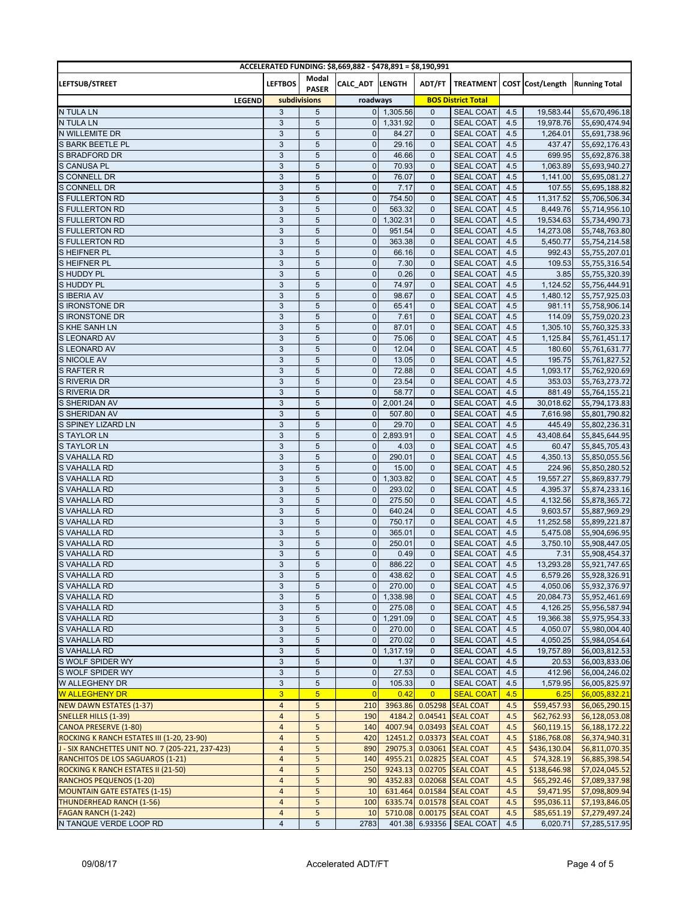| ACCELERATED FUNDING: $8,669,882 - $478,891 = $8,190,991 | | | | | | | | | |
|---|---|---|---|---|---|---|---|---|---|
| LEFTSUB/STREET | LEFTBOS | Modal PASER | CALC_ADT | LENGTH | ADT/FT | TREATMENT | COST | Cost/Length | Running Total |
| LEGEND | subdivisions | | roadways | | BOS District Total | | | | |
| N TULA LN | 3 | 5 | 0 | 1,305.56 | 0 | SEAL COAT | 4.5 | 19,583.44 | $5,670,496.18 |
| N TULA LN | 3 | 5 | 0 | 1,331.92 | 0 | SEAL COAT | 4.5 | 19,978.76 | $5,690,474.94 |
| N WILLEMITE DR | 3 | 5 | 0 | 84.27 | 0 | SEAL COAT | 4.5 | 1,264.01 | $5,691,738.96 |
| S BARK BEETLE PL | 3 | 5 | 0 | 29.16 | 0 | SEAL COAT | 4.5 | 437.47 | $5,692,176.43 |
| S BRADFORD DR | 3 | 5 | 0 | 46.66 | 0 | SEAL COAT | 4.5 | 699.95 | $5,692,876.38 |
| S CANUSA PL | 3 | 5 | 0 | 70.93 | 0 | SEAL COAT | 4.5 | 1,063.89 | $5,693,940.27 |
| S CONNELL DR | 3 | 5 | 0 | 76.07 | 0 | SEAL COAT | 4.5 | 1,141.00 | $5,695,081.27 |
| S CONNELL DR | 3 | 5 | 0 | 7.17 | 0 | SEAL COAT | 4.5 | 107.55 | $5,695,188.82 |
| S FULLERTON RD | 3 | 5 | 0 | 754.50 | 0 | SEAL COAT | 4.5 | 11,317.52 | $5,706,506.34 |
| S FULLERTON RD | 3 | 5 | 0 | 563.32 | 0 | SEAL COAT | 4.5 | 8,449.76 | $5,714,956.10 |
| S FULLERTON RD | 3 | 5 | 0 | 1,302.31 | 0 | SEAL COAT | 4.5 | 19,534.63 | $5,734,490.73 |
| S FULLERTON RD | 3 | 5 | 0 | 951.54 | 0 | SEAL COAT | 4.5 | 14,273.08 | $5,748,763.80 |
| S FULLERTON RD | 3 | 5 | 0 | 363.38 | 0 | SEAL COAT | 4.5 | 5,450.77 | $5,754,214.58 |
| S HEIFNER PL | 3 | 5 | 0 | 66.16 | 0 | SEAL COAT | 4.5 | 992.43 | $5,755,207.01 |
| S HEIFNER PL | 3 | 5 | 0 | 7.30 | 0 | SEAL COAT | 4.5 | 109.53 | $5,755,316.54 |
| S HUDDY PL | 3 | 5 | 0 | 0.26 | 0 | SEAL COAT | 4.5 | 3.85 | $5,755,320.39 |
| S HUDDY PL | 3 | 5 | 0 | 74.97 | 0 | SEAL COAT | 4.5 | 1,124.52 | $5,756,444.91 |
| S IBERIA AV | 3 | 5 | 0 | 98.67 | 0 | SEAL COAT | 4.5 | 1,480.12 | $5,757,925.03 |
| S IRONSTONE DR | 3 | 5 | 0 | 65.41 | 0 | SEAL COAT | 4.5 | 981.11 | $5,758,906.14 |
| S IRONSTONE DR | 3 | 5 | 0 | 7.61 | 0 | SEAL COAT | 4.5 | 114.09 | $5,759,020.23 |
| S KHE SANH LN | 3 | 5 | 0 | 87.01 | 0 | SEAL COAT | 4.5 | 1,305.10 | $5,760,325.33 |
| S LEONARD AV | 3 | 5 | 0 | 75.06 | 0 | SEAL COAT | 4.5 | 1,125.84 | $5,761,451.17 |
| S LEONARD AV | 3 | 5 | 0 | 12.04 | 0 | SEAL COAT | 4.5 | 180.60 | $5,761,631.77 |
| S NICOLE AV | 3 | 5 | 0 | 13.05 | 0 | SEAL COAT | 4.5 | 195.75 | $5,761,827.52 |
| S RAFTER R | 3 | 5 | 0 | 72.88 | 0 | SEAL COAT | 4.5 | 1,093.17 | $5,762,920.69 |
| S RIVERIA DR | 3 | 5 | 0 | 23.54 | 0 | SEAL COAT | 4.5 | 353.03 | $5,763,273.72 |
| S RIVERIA DR | 3 | 5 | 0 | 58.77 | 0 | SEAL COAT | 4.5 | 881.49 | $5,764,155.21 |
| S SHERIDAN AV | 3 | 5 | 0 | 2,001.24 | 0 | SEAL COAT | 4.5 | 30,018.62 | $5,794,173.83 |
| S SHERIDAN AV | 3 | 5 | 0 | 507.80 | 0 | SEAL COAT | 4.5 | 7,616.98 | $5,801,790.82 |
| S SPINEY LIZARD LN | 3 | 5 | 0 | 29.70 | 0 | SEAL COAT | 4.5 | 445.49 | $5,802,236.31 |
| S TAYLOR LN | 3 | 5 | 0 | 2,893.91 | 0 | SEAL COAT | 4.5 | 43,408.64 | $5,845,644.95 |
| S TAYLOR LN | 3 | 5 | 0 | 4.03 | 0 | SEAL COAT | 4.5 | 60.47 | $5,845,705.43 |
| S VAHALLA RD | 3 | 5 | 0 | 290.01 | 0 | SEAL COAT | 4.5 | 4,350.13 | $5,850,055.56 |
| S VAHALLA RD | 3 | 5 | 0 | 15.00 | 0 | SEAL COAT | 4.5 | 224.96 | $5,850,280.52 |
| S VAHALLA RD | 3 | 5 | 0 | 1,303.82 | 0 | SEAL COAT | 4.5 | 19,557.27 | $5,869,837.79 |
| S VAHALLA RD | 3 | 5 | 0 | 293.02 | 0 | SEAL COAT | 4.5 | 4,395.37 | $5,874,233.16 |
| S VAHALLA RD | 3 | 5 | 0 | 275.50 | 0 | SEAL COAT | 4.5 | 4,132.56 | $5,878,365.72 |
| S VAHALLA RD | 3 | 5 | 0 | 640.24 | 0 | SEAL COAT | 4.5 | 9,603.57 | $5,887,969.29 |
| S VAHALLA RD | 3 | 5 | 0 | 750.17 | 0 | SEAL COAT | 4.5 | 11,252.58 | $5,899,221.87 |
| S VAHALLA RD | 3 | 5 | 0 | 365.01 | 0 | SEAL COAT | 4.5 | 5,475.08 | $5,904,696.95 |
| S VAHALLA RD | 3 | 5 | 0 | 250.01 | 0 | SEAL COAT | 4.5 | 3,750.10 | $5,908,447.05 |
| S VAHALLA RD | 3 | 5 | 0 | 0.49 | 0 | SEAL COAT | 4.5 | 7.31 | $5,908,454.37 |
| S VAHALLA RD | 3 | 5 | 0 | 886.22 | 0 | SEAL COAT | 4.5 | 13,293.28 | $5,921,747.65 |
| S VAHALLA RD | 3 | 5 | 0 | 438.62 | 0 | SEAL COAT | 4.5 | 6,579.26 | $5,928,326.91 |
| S VAHALLA RD | 3 | 5 | 0 | 270.00 | 0 | SEAL COAT | 4.5 | 4,050.06 | $5,932,376.97 |
| S VAHALLA RD | 3 | 5 | 0 | 1,338.98 | 0 | SEAL COAT | 4.5 | 20,084.73 | $5,952,461.69 |
| S VAHALLA RD | 3 | 5 | 0 | 275.08 | 0 | SEAL COAT | 4.5 | 4,126.25 | $5,956,587.94 |
| S VAHALLA RD | 3 | 5 | 0 | 1,291.09 | 0 | SEAL COAT | 4.5 | 19,366.38 | $5,975,954.33 |
| S VAHALLA RD | 3 | 5 | 0 | 270.00 | 0 | SEAL COAT | 4.5 | 4,050.07 | $5,980,004.40 |
| S VAHALLA RD | 3 | 5 | 0 | 270.02 | 0 | SEAL COAT | 4.5 | 4,050.25 | $5,984,054.64 |
| S VAHALLA RD | 3 | 5 | 0 | 1,317.19 | 0 | SEAL COAT | 4.5 | 19,757.89 | $6,003,812.53 |
| S WOLF SPIDER WY | 3 | 5 | 0 | 1.37 | 0 | SEAL COAT | 4.5 | 20.53 | $6,003,833.06 |
| S WOLF SPIDER WY | 3 | 5 | 0 | 27.53 | 0 | SEAL COAT | 4.5 | 412.96 | $6,004,246.02 |
| W ALLEGHENY DR | 3 | 5 | 0 | 105.33 | 0 | SEAL COAT | 4.5 | 1,579.95 | $6,005,825.97 |
| W ALLEGHENY DR | 3 | 5 | 0 | 0.42 | 0 | SEAL COAT | 4.5 | 6.25 | $6,005,832.21 |
| NEW DAWN ESTATES (1-37) | 4 | 5 | 210 | 3963.86 | 0.05298 | SEAL COAT | 4.5 | $59,457.93 | $6,065,290.15 |
| SNELLER HILLS (1-39) | 4 | 5 | 190 | 4184.2 | 0.04541 | SEAL COAT | 4.5 | $62,762.93 | $6,128,053.08 |
| CANOA PRESERVE (1-80) | 4 | 5 | 140 | 4007.94 | 0.03493 | SEAL COAT | 4.5 | $60,119.15 | $6,188,172.22 |
| ROCKING K RANCH ESTATES III (1-20, 23-90) | 4 | 5 | 420 | 12451.2 | 0.03373 | SEAL COAT | 4.5 | $186,768.08 | $6,374,940.31 |
| J - SIX RANCHETTES UNIT NO. 7 (205-221, 237-423) | 4 | 5 | 890 | 29075.3 | 0.03061 | SEAL COAT | 4.5 | $436,130.04 | $6,811,070.35 |
| RANCHITOS DE LOS SAGUAROS (1-21) | 4 | 5 | 140 | 4955.21 | 0.02825 | SEAL COAT | 4.5 | $74,328.19 | $6,885,398.54 |
| ROCKING K RANCH ESTATES II (21-50) | 4 | 5 | 250 | 9243.13 | 0.02705 | SEAL COAT | 4.5 | $138,646.98 | $7,024,045.52 |
| RANCHOS PEQUENOS (1-20) | 4 | 5 | 90 | 4352.83 | 0.02068 | SEAL COAT | 4.5 | $65,292.46 | $7,089,337.98 |
| MOUNTAIN GATE ESTATES (1-15) | 4 | 5 | 10 | 631.464 | 0.01584 | SEAL COAT | 4.5 | $9,471.95 | $7,098,809.94 |
| THUNDERHEAD RANCH (1-56) | 4 | 5 | 100 | 6335.74 | 0.01578 | SEAL COAT | 4.5 | $95,036.11 | $7,193,846.05 |
| FAGAN RANCH (1-242) | 4 | 5 | 10 | 5710.08 | 0.00175 | SEAL COAT | 4.5 | $85,651.19 | $7,279,497.24 |
| N TANQUE VERDE LOOP RD | 4 | 5 | 2783 | 401.38 | 6.93356 | SEAL COAT | 4.5 | 6,020.71 | $7,285,517.95 |

09/08/17 Accelerated ADT/FT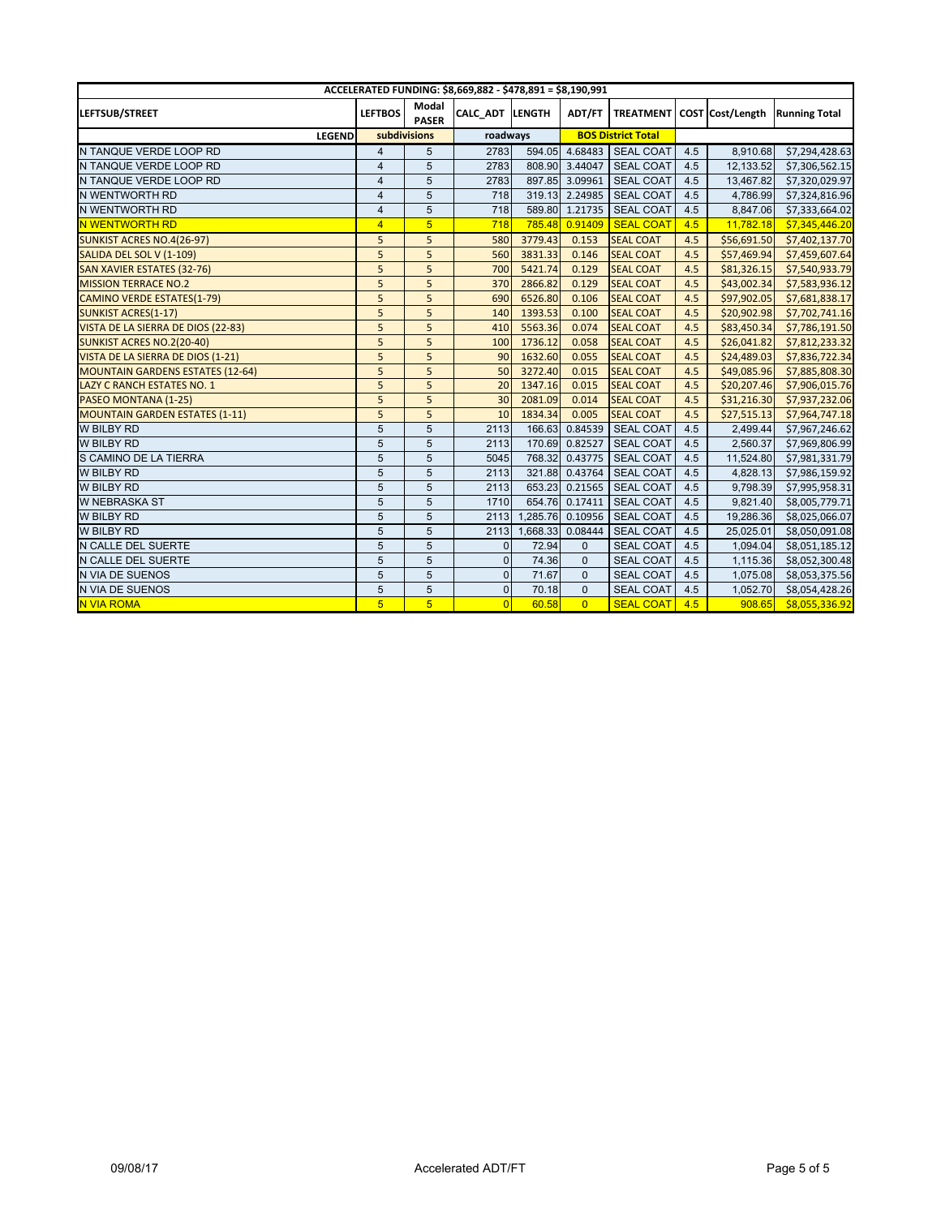| ACCELERATED FUNDING: \$8,669,882 - \$478,891 = \$8,190,991 | | | | | | | | | |
|---|---|---|---|---|---|---|---|---|---|
| LEFTSUB/STREET | LEFTBOS | Modal PASER | CALC_ADT | LENGTH | ADT/FT | TREATMENT | COST | Cost/Length | Running Total |
| LEGEND | subdivisions | | roadways | | BOS District Total | | | | |
| N TANQUE VERDE LOOP RD | 4 | 5 | 2783 | 594.05 | 4.68483 | SEAL COAT | 4.5 | 8,910.68 | \$7,294,428.63 |
| N TANQUE VERDE LOOP RD | 4 | 5 | 2783 | 808.90 | 3.44047 | SEAL COAT | 4.5 | 12,133.52 | \$7,306,562.15 |
| N TANQUE VERDE LOOP RD | 4 | 5 | 2783 | 897.85 | 3.09961 | SEAL COAT | 4.5 | 13,467.82 | \$7,320,029.97 |
| N WENTWORTH RD | 4 | 5 | 718 | 319.13 | 2.24985 | SEAL COAT | 4.5 | 4,786.99 | \$7,324,816.96 |
| N WENTWORTH RD | 4 | 5 | 718 | 589.80 | 1.21735 | SEAL COAT | 4.5 | 8,847.06 | \$7,333,664.02 |
| N WENTWORTH RD | 4 | 5 | 718 | 785.48 | 0.91409 | SEAL COAT | 4.5 | 11,782.18 | \$7,345,446.20 |
| SUNKIST ACRES NO.4(26-97) | 5 | 5 | 580 | 3779.43 | 0.153 | SEAL COAT | 4.5 | \$56,691.50 | \$7,402,137.70 |
| SALIDA DEL SOL V (1-109) | 5 | 5 | 560 | 3831.33 | 0.146 | SEAL COAT | 4.5 | \$57,469.94 | \$7,459,607.64 |
| SAN XAVIER ESTATES (32-76) | 5 | 5 | 700 | 5421.74 | 0.129 | SEAL COAT | 4.5 | \$81,326.15 | \$7,540,933.79 |
| MISSION TERRACE NO.2 | 5 | 5 | 370 | 2866.82 | 0.129 | SEAL COAT | 4.5 | \$43,002.34 | \$7,583,936.12 |
| CAMINO VERDE ESTATES(1-79) | 5 | 5 | 690 | 6526.80 | 0.106 | SEAL COAT | 4.5 | \$97,902.05 | \$7,681,838.17 |
| SUNKIST ACRES(1-17) | 5 | 5 | 140 | 1393.53 | 0.100 | SEAL COAT | 4.5 | \$20,902.98 | \$7,702,741.16 |
| VISTA DE LA SIERRA DE DIOS (22-83) | 5 | 5 | 410 | 5563.36 | 0.074 | SEAL COAT | 4.5 | \$83,450.34 | \$7,786,191.50 |
| SUNKIST ACRES NO.2(20-40) | 5 | 5 | 100 | 1736.12 | 0.058 | SEAL COAT | 4.5 | \$26,041.82 | \$7,812,233.32 |
| VISTA DE LA SIERRA DE DIOS (1-21) | 5 | 5 | 90 | 1632.60 | 0.055 | SEAL COAT | 4.5 | \$24,489.03 | \$7,836,722.34 |
| MOUNTAIN GARDENS ESTATES (12-64) | 5 | 5 | 50 | 3272.40 | 0.015 | SEAL COAT | 4.5 | \$49,085.96 | \$7,885,808.30 |
| LAZY C RANCH ESTATES NO. 1 | 5 | 5 | 20 | 1347.16 | 0.015 | SEAL COAT | 4.5 | \$20,207.46 | \$7,906,015.76 |
| PASEO MONTANA (1-25) | 5 | 5 | 30 | 2081.09 | 0.014 | SEAL COAT | 4.5 | \$31,216.30 | \$7,937,232.06 |
| MOUNTAIN GARDEN ESTATES (1-11) | 5 | 5 | 10 | 1834.34 | 0.005 | SEAL COAT | 4.5 | \$27,515.13 | \$7,964,747.18 |
| W BILBY RD | 5 | 5 | 2113 | 166.63 | 0.84539 | SEAL COAT | 4.5 | 2,499.44 | \$7,967,246.62 |
| W BILBY RD | 5 | 5 | 2113 | 170.69 | 0.82527 | SEAL COAT | 4.5 | 2,560.37 | \$7,969,806.99 |
| S CAMINO DE LA TIERRA | 5 | 5 | 5045 | 768.32 | 0.43775 | SEAL COAT | 4.5 | 11,524.80 | \$7,981,331.79 |
| W BILBY RD | 5 | 5 | 2113 | 321.88 | 0.43764 | SEAL COAT | 4.5 | 4,828.13 | \$7,986,159.92 |
| W BILBY RD | 5 | 5 | 2113 | 653.23 | 0.21565 | SEAL COAT | 4.5 | 9,798.39 | \$7,995,958.31 |
| W NEBRASKA ST | 5 | 5 | 1710 | 654.76 | 0.17411 | SEAL COAT | 4.5 | 9,821.40 | \$8,005,779.71 |
| W BILBY RD | 5 | 5 | 2113 | 1,285.76 | 0.10956 | SEAL COAT | 4.5 | 19,286.36 | \$8,025,066.07 |
| W BILBY RD | 5 | 5 | 2113 | 1,668.33 | 0.08444 | SEAL COAT | 4.5 | 25,025.01 | \$8,050,091.08 |
| N CALLE DEL SUERTE | 5 | 5 | 0 | 72.94 | 0 | SEAL COAT | 4.5 | 1,094.04 | \$8,051,185.12 |
| N CALLE DEL SUERTE | 5 | 5 | 0 | 74.36 | 0 | SEAL COAT | 4.5 | 1,115.36 | \$8,052,300.48 |
| N VIA DE SUENOS | 5 | 5 | 0 | 71.67 | 0 | SEAL COAT | 4.5 | 1,075.08 | \$8,053,375.56 |
| N VIA DE SUENOS | 5 | 5 | 0 | 70.18 | 0 | SEAL COAT | 4.5 | 1,052.70 | \$8,054,428.26 |
| N VIA ROMA | 5 | 5 | 0 | 60.58 | 0 | SEAL COAT | 4.5 | 908.65 | \$8,055,336.92 |

09/08/17 Accelerated ADT/FT